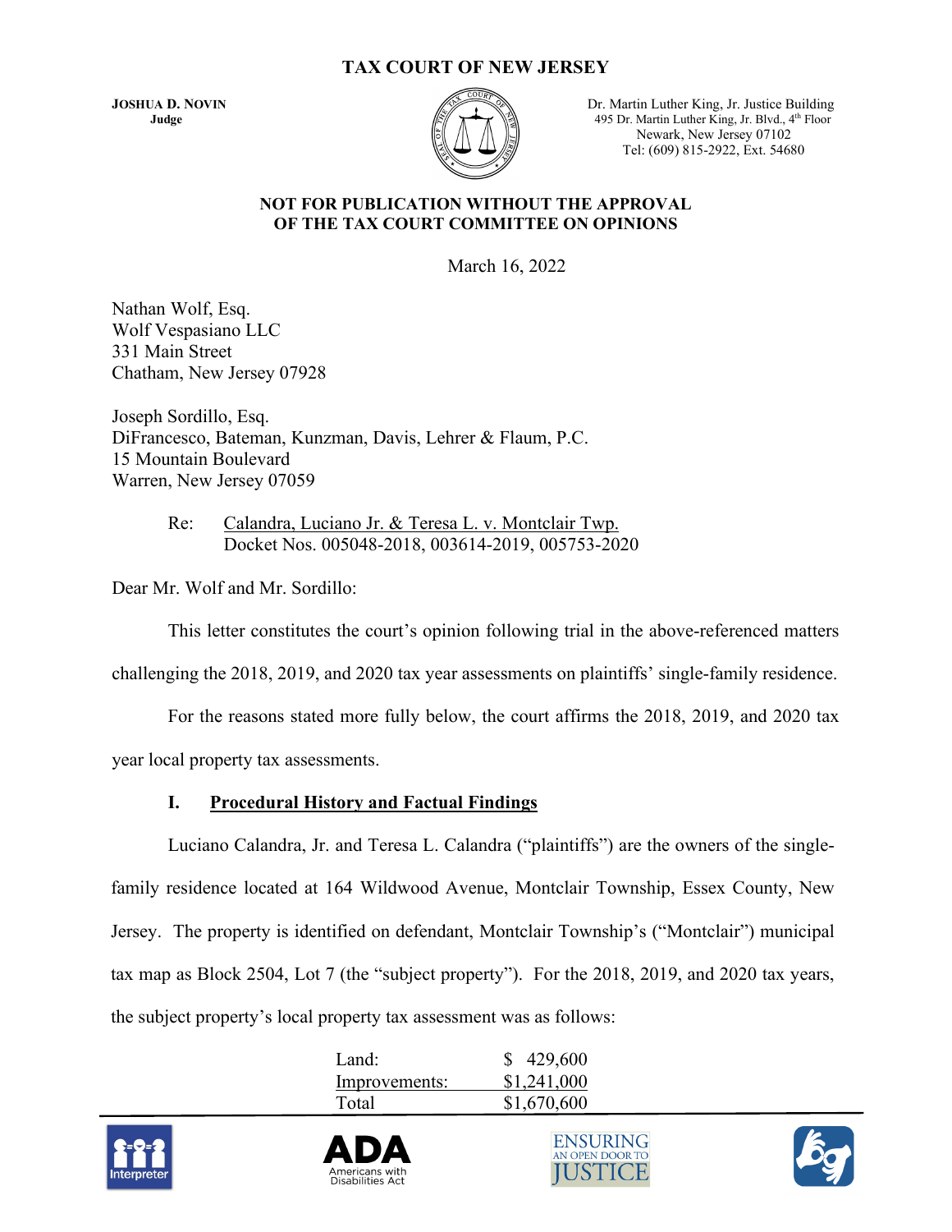# TAX COURT OF NEW JERSEY

**JOSHUA D. NOVIN**
**Judge**

Dr. Martin Luther King, Jr. Justice Building
495 Dr. Martin Luther King, Jr. Blvd., 4th Floor
Newark, New Jersey 07102
Tel: (609) 815-2922, Ext. 54680

**NOT FOR PUBLICATION WITHOUT THE APPROVAL OF THE TAX COURT COMMITTEE ON OPINIONS**

March 16, 2022

Nathan Wolf, Esq.
Wolf Vespasiano LLC
331 Main Street
Chatham, New Jersey 07928

Joseph Sordillo, Esq.
DiFrancesco, Bateman, Kunzman, Davis, Lehrer & Flaum, P.C.
15 Mountain Boulevard
Warren, New Jersey 07059

Re: Calandra, Luciano Jr. & Teresa L. v. Montclair Twp.
Docket Nos. 005048-2018, 003614-2019, 005753-2020

Dear Mr. Wolf and Mr. Sordillo:

This letter constitutes the court's opinion following trial in the above-referenced matters challenging the 2018, 2019, and 2020 tax year assessments on plaintiffs' single-family residence.

For the reasons stated more fully below, the court affirms the 2018, 2019, and 2020 tax year local property tax assessments.

## I. Procedural History and Factual Findings

Luciano Calandra, Jr. and Teresa L. Calandra ("plaintiffs") are the owners of the single-family residence located at 164 Wildwood Avenue, Montclair Township, Essex County, New Jersey. The property is identified on defendant, Montclair Township's ("Montclair") municipal tax map as Block 2504, Lot 7 (the "subject property"). For the 2018, 2019, and 2020 tax years, the subject property's local property tax assessment was as follows:

| | |
|---|---|
| Land: | $ 429,600 |
| Improvements: | $1,241,000 |
| Total | $1,670,600 |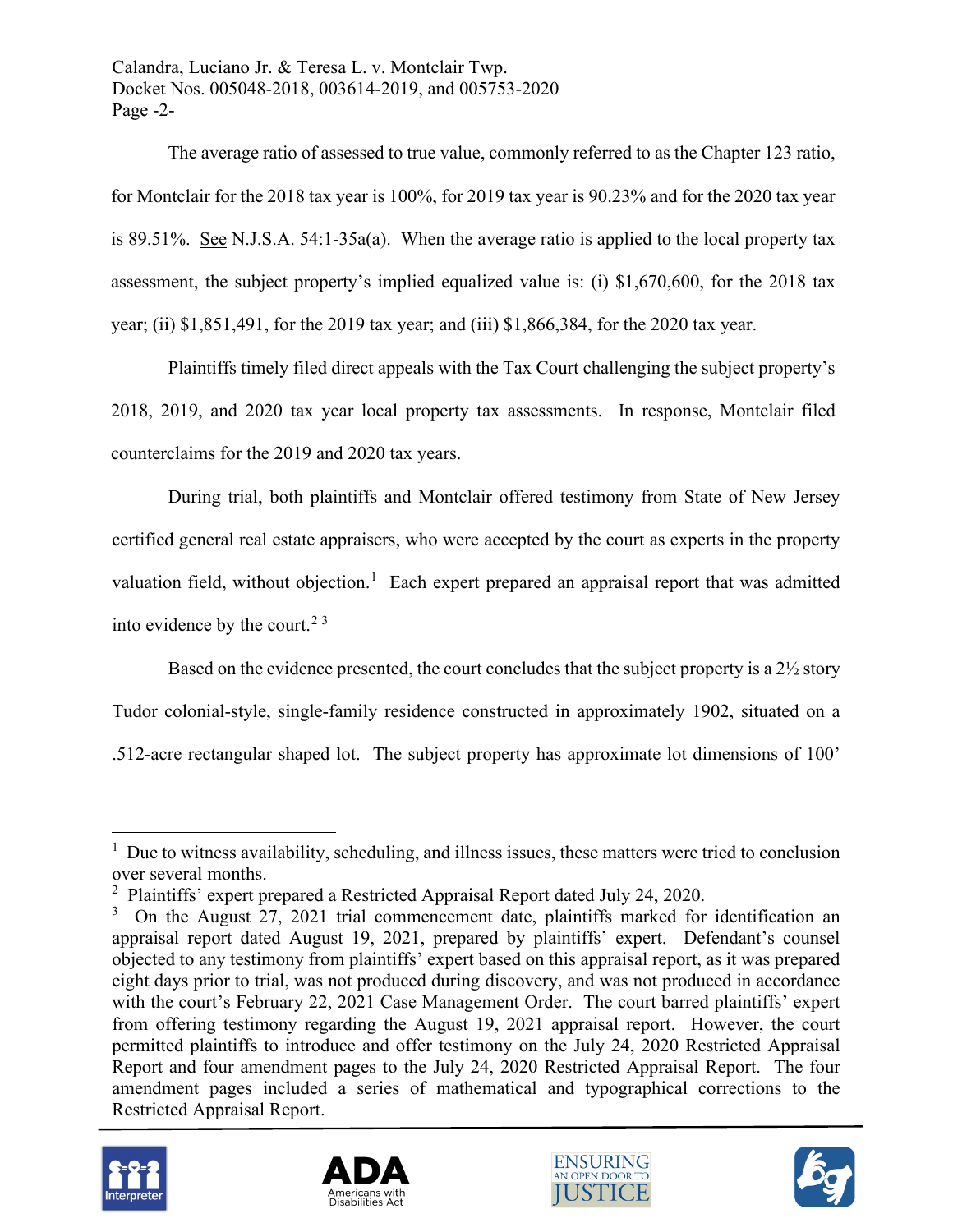The average ratio of assessed to true value, commonly referred to as the Chapter 123 ratio, for Montclair for the 2018 tax year is 100%, for 2019 tax year is 90.23% and for the 2020 tax year is 89.51%. See N.J.S.A. 54:1-35a(a). When the average ratio is applied to the local property tax assessment, the subject property's implied equalized value is: (i) $1,670,600, for the 2018 tax year; (ii) $1,851,491, for the 2019 tax year; and (iii) $1,866,384, for the 2020 tax year.

Plaintiffs timely filed direct appeals with the Tax Court challenging the subject property's 2018, 2019, and 2020 tax year local property tax assessments. In response, Montclair filed counterclaims for the 2019 and 2020 tax years.

During trial, both plaintiffs and Montclair offered testimony from State of New Jersey certified general real estate appraisers, who were accepted by the court as experts in the property valuation field, without objection.[1] Each expert prepared an appraisal report that was admitted into evidence by the court.[2] [3]

Based on the evidence presented, the court concludes that the subject property is a 2½ story Tudor colonial-style, single-family residence constructed in approximately 1902, situated on a .512-acre rectangular shaped lot. The subject property has approximate lot dimensions of 100'

---

[1] Due to witness availability, scheduling, and illness issues, these matters were tried to conclusion over several months.

[2] Plaintiffs' expert prepared a Restricted Appraisal Report dated July 24, 2020.

[3] On the August 27, 2021 trial commencement date, plaintiffs marked for identification an appraisal report dated August 19, 2021, prepared by plaintiffs' expert. Defendant's counsel objected to any testimony from plaintiffs' expert based on this appraisal report, as it was prepared eight days prior to trial, was not produced during discovery, and was not produced in accordance with the court's February 22, 2021 Case Management Order. The court barred plaintiffs' expert from offering testimony regarding the August 19, 2021 appraisal report. However, the court permitted plaintiffs to introduce and offer testimony on the July 24, 2020 Restricted Appraisal Report and four amendment pages to the July 24, 2020 Restricted Appraisal Report. The four amendment pages included a series of mathematical and typographical corrections to the Restricted Appraisal Report.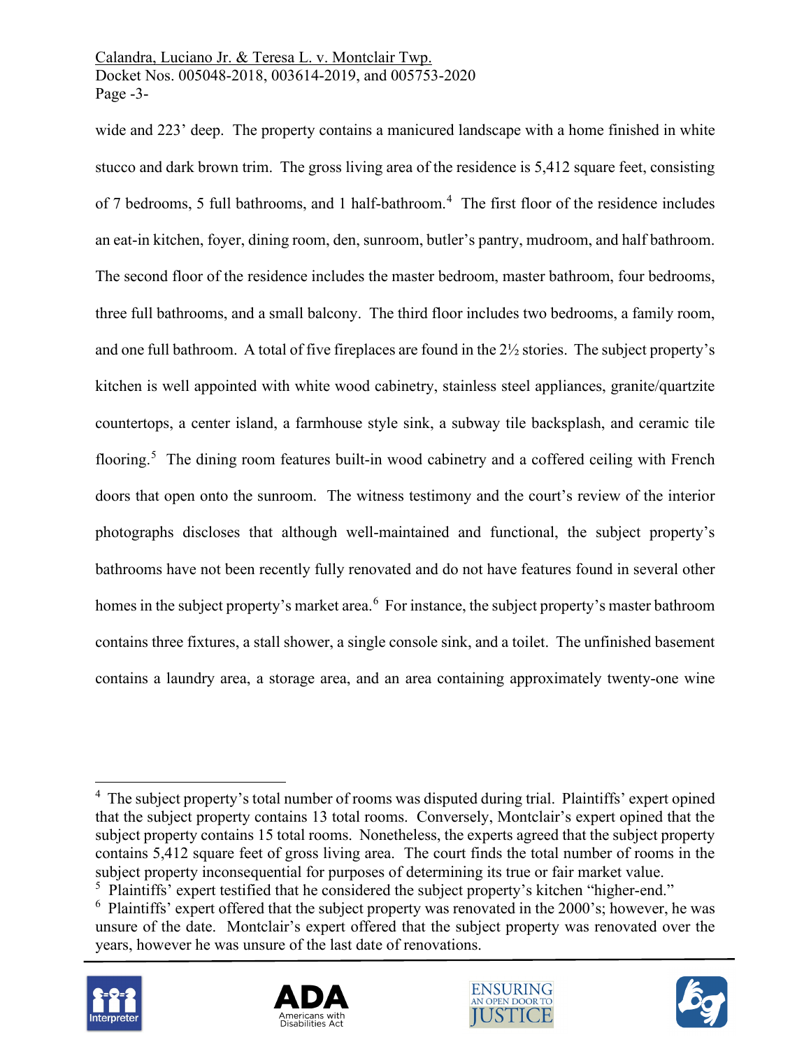wide and 223' deep. The property contains a manicured landscape with a home finished in white stucco and dark brown trim. The gross living area of the residence is 5,412 square feet, consisting of 7 bedrooms, 5 full bathrooms, and 1 half-bathroom.[4] The first floor of the residence includes an eat-in kitchen, foyer, dining room, den, sunroom, butler's pantry, mudroom, and half bathroom. The second floor of the residence includes the master bedroom, master bathroom, four bedrooms, three full bathrooms, and a small balcony. The third floor includes two bedrooms, a family room, and one full bathroom. A total of five fireplaces are found in the 2½ stories. The subject property's kitchen is well appointed with white wood cabinetry, stainless steel appliances, granite/quartzite countertops, a center island, a farmhouse style sink, a subway tile backsplash, and ceramic tile flooring.[5] The dining room features built-in wood cabinetry and a coffered ceiling with French doors that open onto the sunroom. The witness testimony and the court's review of the interior photographs discloses that although well-maintained and functional, the subject property's bathrooms have not been recently fully renovated and do not have features found in several other homes in the subject property's market area.[6] For instance, the subject property's master bathroom contains three fixtures, a stall shower, a single console sink, and a toilet. The unfinished basement contains a laundry area, a storage area, and an area containing approximately twenty-one wine

---

[4] The subject property's total number of rooms was disputed during trial. Plaintiffs' expert opined that the subject property contains 13 total rooms. Conversely, Montclair's expert opined that the subject property contains 15 total rooms. Nonetheless, the experts agreed that the subject property contains 5,412 square feet of gross living area. The court finds the total number of rooms in the subject property inconsequential for purposes of determining its true or fair market value.

[5] Plaintiffs' expert testified that he considered the subject property's kitchen "higher-end."

[6] Plaintiffs' expert offered that the subject property was renovated in the 2000's; however, he was unsure of the date. Montclair's expert offered that the subject property was renovated over the years, however he was unsure of the last date of renovations.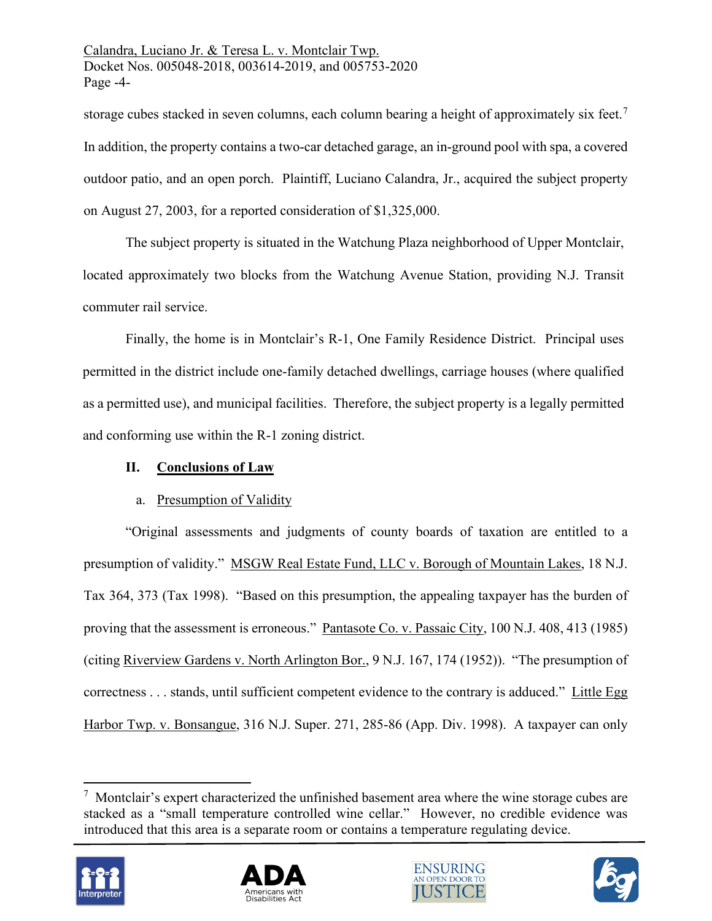storage cubes stacked in seven columns, each column bearing a height of approximately six feet.[7] In addition, the property contains a two-car detached garage, an in-ground pool with spa, a covered outdoor patio, and an open porch. Plaintiff, Luciano Calandra, Jr., acquired the subject property on August 27, 2003, for a reported consideration of $1,325,000.

The subject property is situated in the Watchung Plaza neighborhood of Upper Montclair, located approximately two blocks from the Watchung Avenue Station, providing N.J. Transit commuter rail service.

Finally, the home is in Montclair's R-1, One Family Residence District. Principal uses permitted in the district include one-family detached dwellings, carriage houses (where qualified as a permitted use), and municipal facilities. Therefore, the subject property is a legally permitted and conforming use within the R-1 zoning district.

## II. Conclusions of Law

### a. Presumption of Validity

"Original assessments and judgments of county boards of taxation are entitled to a presumption of validity." MSGW Real Estate Fund, LLC v. Borough of Mountain Lakes, 18 N.J. Tax 364, 373 (Tax 1998). "Based on this presumption, the appealing taxpayer has the burden of proving that the assessment is erroneous." Pantasote Co. v. Passaic City, 100 N.J. 408, 413 (1985) (citing Riverview Gardens v. North Arlington Bor., 9 N.J. 167, 174 (1952)). "The presumption of correctness . . . stands, until sufficient competent evidence to the contrary is adduced." Little Egg Harbor Twp. v. Bonsangue, 316 N.J. Super. 271, 285-86 (App. Div. 1998). A taxpayer can only

---

[7] Montclair's expert characterized the unfinished basement area where the wine storage cubes are stacked as a "small temperature controlled wine cellar." However, no credible evidence was introduced that this area is a separate room or contains a temperature regulating device.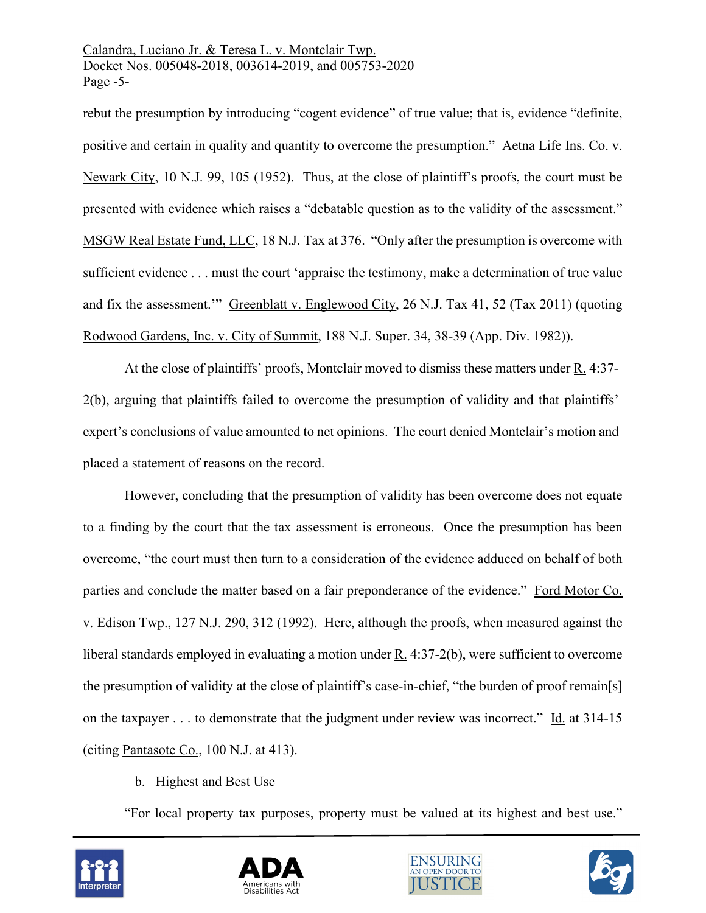rebut the presumption by introducing "cogent evidence" of true value; that is, evidence "definite, positive and certain in quality and quantity to overcome the presumption." Aetna Life Ins. Co. v. Newark City, 10 N.J. 99, 105 (1952). Thus, at the close of plaintiff's proofs, the court must be presented with evidence which raises a "debatable question as to the validity of the assessment." MSGW Real Estate Fund, LLC, 18 N.J. Tax at 376. "Only after the presumption is overcome with sufficient evidence . . . must the court 'appraise the testimony, make a determination of true value and fix the assessment.'" Greenblatt v. Englewood City, 26 N.J. Tax 41, 52 (Tax 2011) (quoting Rodwood Gardens, Inc. v. City of Summit, 188 N.J. Super. 34, 38-39 (App. Div. 1982)).

At the close of plaintiffs' proofs, Montclair moved to dismiss these matters under R. 4:37-2(b), arguing that plaintiffs failed to overcome the presumption of validity and that plaintiffs' expert's conclusions of value amounted to net opinions. The court denied Montclair's motion and placed a statement of reasons on the record.

However, concluding that the presumption of validity has been overcome does not equate to a finding by the court that the tax assessment is erroneous. Once the presumption has been overcome, "the court must then turn to a consideration of the evidence adduced on behalf of both parties and conclude the matter based on a fair preponderance of the evidence." Ford Motor Co. v. Edison Twp., 127 N.J. 290, 312 (1992). Here, although the proofs, when measured against the liberal standards employed in evaluating a motion under R. 4:37-2(b), were sufficient to overcome the presumption of validity at the close of plaintiff's case-in-chief, "the burden of proof remain[s] on the taxpayer . . . to demonstrate that the judgment under review was incorrect." Id. at 314-15 (citing Pantasote Co., 100 N.J. at 413).

b. Highest and Best Use

"For local property tax purposes, property must be valued at its highest and best use."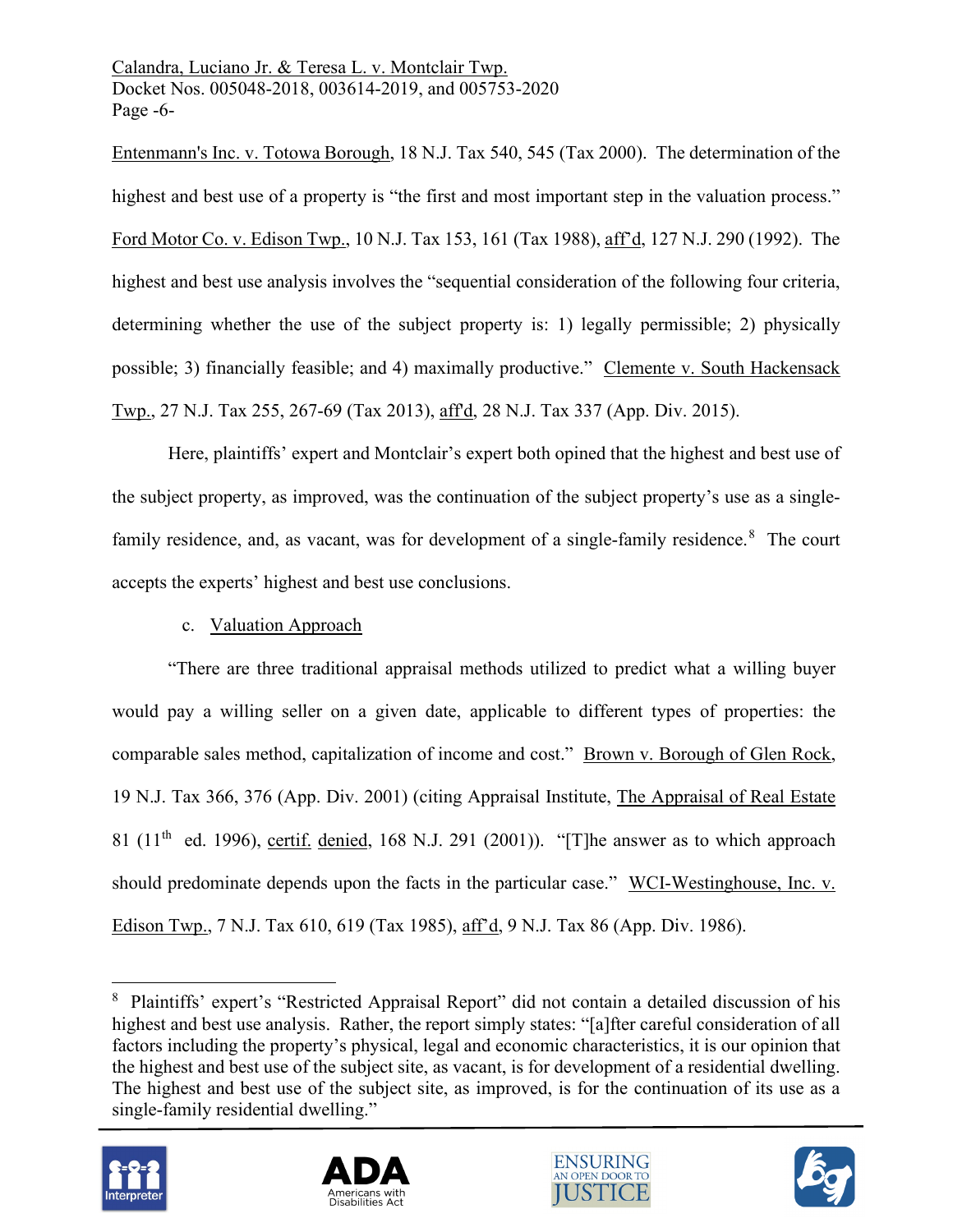Entenmann's Inc. v. Totowa Borough, 18 N.J. Tax 540, 545 (Tax 2000). The determination of the highest and best use of a property is "the first and most important step in the valuation process." Ford Motor Co. v. Edison Twp., 10 N.J. Tax 153, 161 (Tax 1988), aff'd, 127 N.J. 290 (1992). The highest and best use analysis involves the "sequential consideration of the following four criteria, determining whether the use of the subject property is: 1) legally permissible; 2) physically possible; 3) financially feasible; and 4) maximally productive." Clemente v. South Hackensack Twp., 27 N.J. Tax 255, 267-69 (Tax 2013), aff'd, 28 N.J. Tax 337 (App. Div. 2015).

Here, plaintiffs' expert and Montclair's expert both opined that the highest and best use of the subject property, as improved, was the continuation of the subject property's use as a single-family residence, and, as vacant, was for development of a single-family residence.[8] The court accepts the experts' highest and best use conclusions.

c. Valuation Approach

"There are three traditional appraisal methods utilized to predict what a willing buyer would pay a willing seller on a given date, applicable to different types of properties: the comparable sales method, capitalization of income and cost." Brown v. Borough of Glen Rock, 19 N.J. Tax 366, 376 (App. Div. 2001) (citing Appraisal Institute, The Appraisal of Real Estate 81 (11th ed. 1996), certif. denied, 168 N.J. 291 (2001)). "[T]he answer as to which approach should predominate depends upon the facts in the particular case." WCI-Westinghouse, Inc. v. Edison Twp., 7 N.J. Tax 610, 619 (Tax 1985), aff'd, 9 N.J. Tax 86 (App. Div. 1986).

---

[8] Plaintiffs' expert's "Restricted Appraisal Report" did not contain a detailed discussion of his highest and best use analysis. Rather, the report simply states: "[a]fter careful consideration of all factors including the property's physical, legal and economic characteristics, it is our opinion that the highest and best use of the subject site, as vacant, is for development of a residential dwelling. The highest and best use of the subject site, as improved, is for the continuation of its use as a single-family residential dwelling."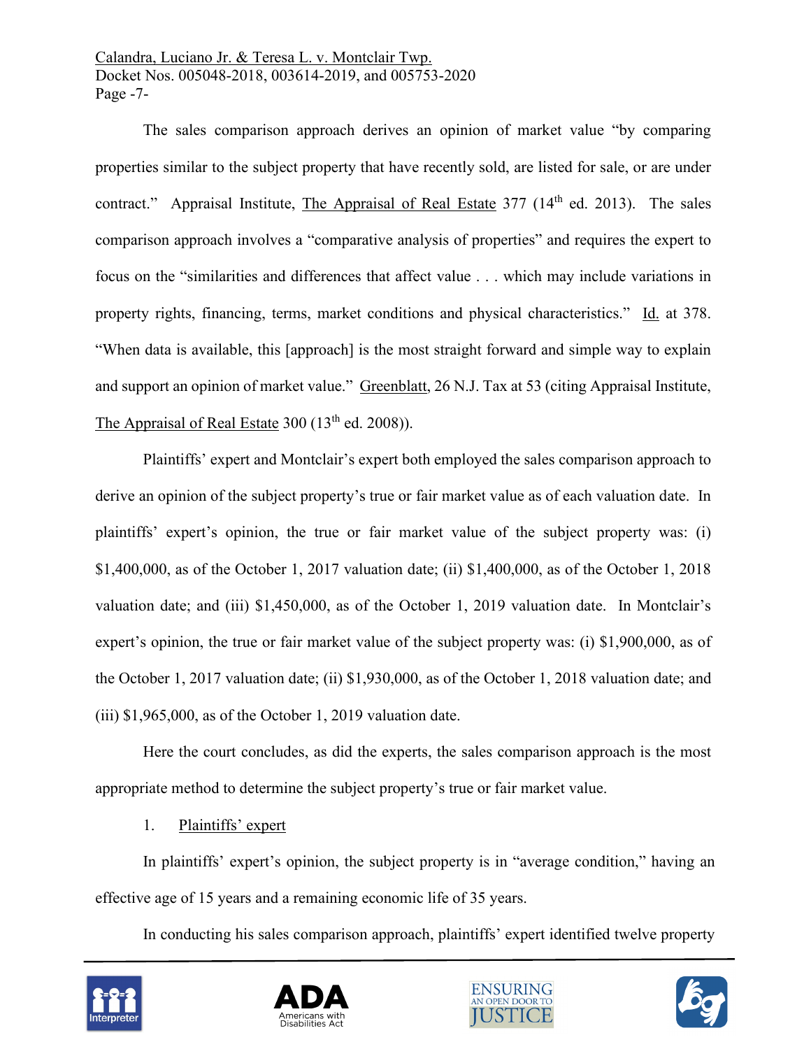The sales comparison approach derives an opinion of market value "by comparing properties similar to the subject property that have recently sold, are listed for sale, or are under contract." Appraisal Institute, The Appraisal of Real Estate 377 (14th ed. 2013). The sales comparison approach involves a "comparative analysis of properties" and requires the expert to focus on the "similarities and differences that affect value . . . which may include variations in property rights, financing, terms, market conditions and physical characteristics." Id. at 378. "When data is available, this [approach] is the most straight forward and simple way to explain and support an opinion of market value." Greenblatt, 26 N.J. Tax at 53 (citing Appraisal Institute, The Appraisal of Real Estate 300 (13th ed. 2008)).

Plaintiffs' expert and Montclair's expert both employed the sales comparison approach to derive an opinion of the subject property's true or fair market value as of each valuation date. In plaintiffs' expert's opinion, the true or fair market value of the subject property was: (i) $1,400,000, as of the October 1, 2017 valuation date; (ii) $1,400,000, as of the October 1, 2018 valuation date; and (iii) $1,450,000, as of the October 1, 2019 valuation date. In Montclair's expert's opinion, the true or fair market value of the subject property was: (i) $1,900,000, as of the October 1, 2017 valuation date; (ii) $1,930,000, as of the October 1, 2018 valuation date; and (iii) $1,965,000, as of the October 1, 2019 valuation date.

Here the court concludes, as did the experts, the sales comparison approach is the most appropriate method to determine the subject property's true or fair market value.

1. Plaintiffs' expert

In plaintiffs' expert's opinion, the subject property is in "average condition," having an effective age of 15 years and a remaining economic life of 35 years.

In conducting his sales comparison approach, plaintiffs' expert identified twelve property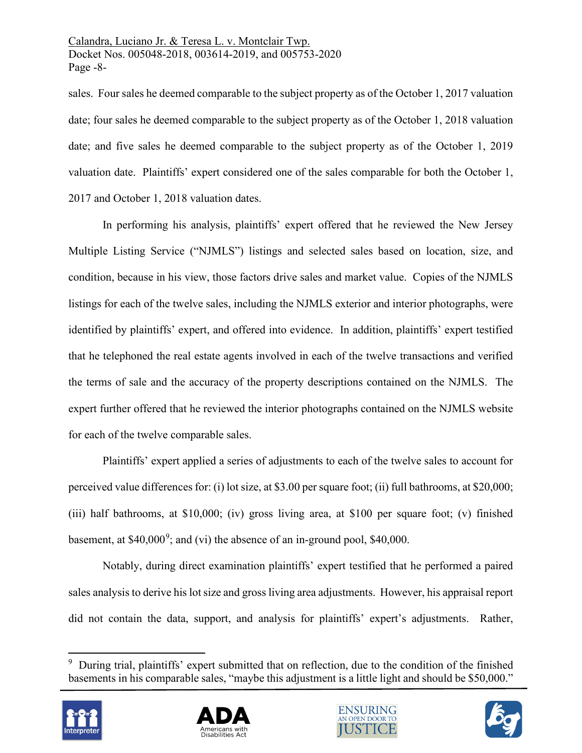sales. Four sales he deemed comparable to the subject property as of the October 1, 2017 valuation date; four sales he deemed comparable to the subject property as of the October 1, 2018 valuation date; and five sales he deemed comparable to the subject property as of the October 1, 2019 valuation date. Plaintiffs' expert considered one of the sales comparable for both the October 1, 2017 and October 1, 2018 valuation dates.

In performing his analysis, plaintiffs' expert offered that he reviewed the New Jersey Multiple Listing Service ("NJMLS") listings and selected sales based on location, size, and condition, because in his view, those factors drive sales and market value. Copies of the NJMLS listings for each of the twelve sales, including the NJMLS exterior and interior photographs, were identified by plaintiffs' expert, and offered into evidence. In addition, plaintiffs' expert testified that he telephoned the real estate agents involved in each of the twelve transactions and verified the terms of sale and the accuracy of the property descriptions contained on the NJMLS. The expert further offered that he reviewed the interior photographs contained on the NJMLS website for each of the twelve comparable sales.

Plaintiffs' expert applied a series of adjustments to each of the twelve sales to account for perceived value differences for: (i) lot size, at $3.00 per square foot; (ii) full bathrooms, at $20,000; (iii) half bathrooms, at $10,000; (iv) gross living area, at $100 per square foot; (v) finished basement, at $40,000[9]; and (vi) the absence of an in-ground pool, $40,000.

Notably, during direct examination plaintiffs' expert testified that he performed a paired sales analysis to derive his lot size and gross living area adjustments. However, his appraisal report did not contain the data, support, and analysis for plaintiffs' expert's adjustments. Rather,

[9] During trial, plaintiffs' expert submitted that on reflection, due to the condition of the finished basements in his comparable sales, "maybe this adjustment is a little light and should be $50,000."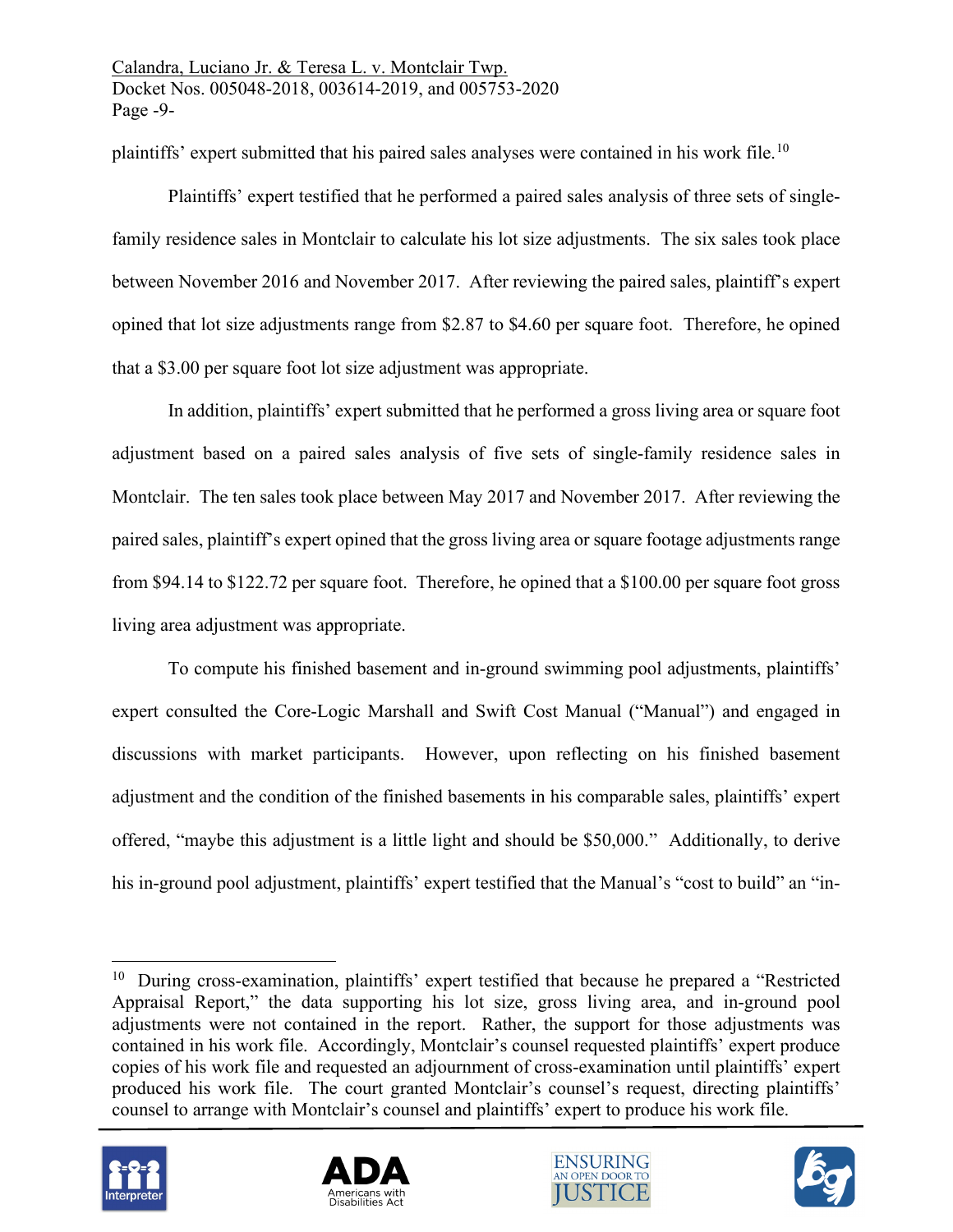plaintiffs' expert submitted that his paired sales analyses were contained in his work file.[10]

Plaintiffs' expert testified that he performed a paired sales analysis of three sets of single-family residence sales in Montclair to calculate his lot size adjustments. The six sales took place between November 2016 and November 2017. After reviewing the paired sales, plaintiff's expert opined that lot size adjustments range from $2.87 to $4.60 per square foot. Therefore, he opined that a $3.00 per square foot lot size adjustment was appropriate.

In addition, plaintiffs' expert submitted that he performed a gross living area or square foot adjustment based on a paired sales analysis of five sets of single-family residence sales in Montclair. The ten sales took place between May 2017 and November 2017. After reviewing the paired sales, plaintiff's expert opined that the gross living area or square footage adjustments range from $94.14 to $122.72 per square foot. Therefore, he opined that a $100.00 per square foot gross living area adjustment was appropriate.

To compute his finished basement and in-ground swimming pool adjustments, plaintiffs' expert consulted the Core-Logic Marshall and Swift Cost Manual ("Manual") and engaged in discussions with market participants. However, upon reflecting on his finished basement adjustment and the condition of the finished basements in his comparable sales, plaintiffs' expert offered, "maybe this adjustment is a little light and should be $50,000." Additionally, to derive his in-ground pool adjustment, plaintiffs' expert testified that the Manual's "cost to build" an "in-

[10] During cross-examination, plaintiffs' expert testified that because he prepared a "Restricted Appraisal Report," the data supporting his lot size, gross living area, and in-ground pool adjustments were not contained in the report. Rather, the support for those adjustments was contained in his work file. Accordingly, Montclair's counsel requested plaintiffs' expert produce copies of his work file and requested an adjournment of cross-examination until plaintiffs' expert produced his work file. The court granted Montclair's counsel's request, directing plaintiffs' counsel to arrange with Montclair's counsel and plaintiffs' expert to produce his work file.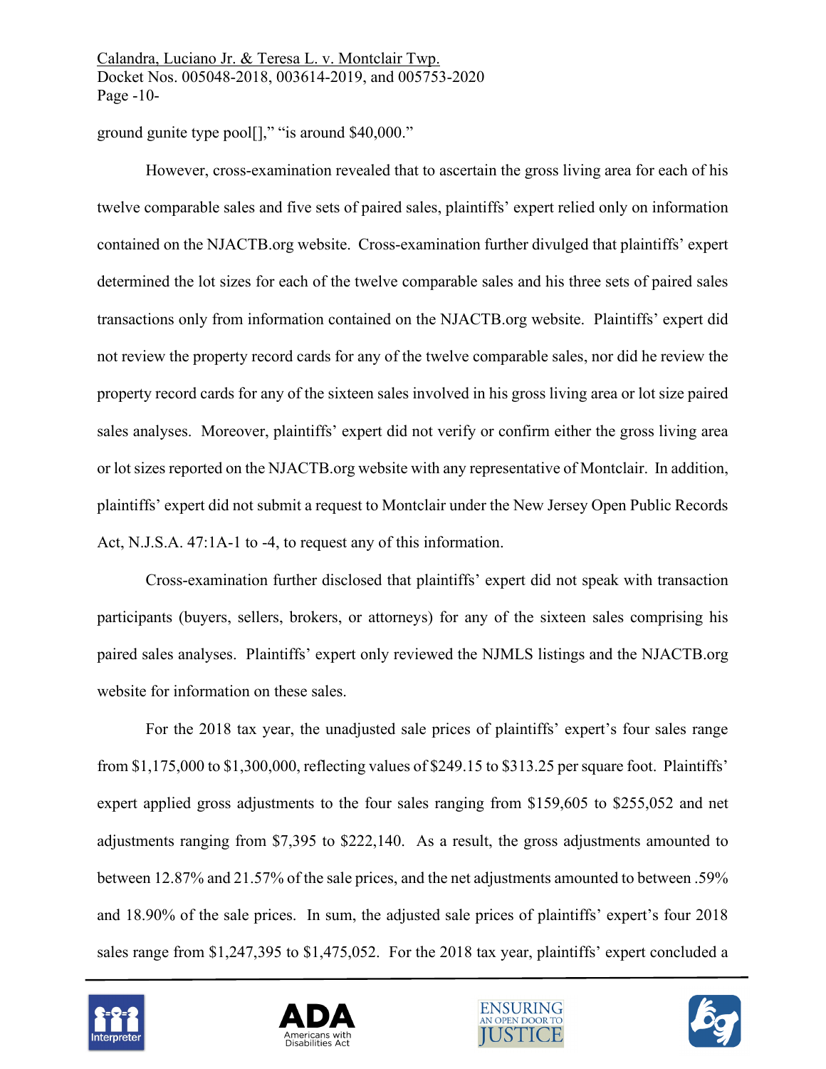ground gunite type pool[]," "is around $40,000."

However, cross-examination revealed that to ascertain the gross living area for each of his twelve comparable sales and five sets of paired sales, plaintiffs' expert relied only on information contained on the NJACTB.org website. Cross-examination further divulged that plaintiffs' expert determined the lot sizes for each of the twelve comparable sales and his three sets of paired sales transactions only from information contained on the NJACTB.org website. Plaintiffs' expert did not review the property record cards for any of the twelve comparable sales, nor did he review the property record cards for any of the sixteen sales involved in his gross living area or lot size paired sales analyses. Moreover, plaintiffs' expert did not verify or confirm either the gross living area or lot sizes reported on the NJACTB.org website with any representative of Montclair. In addition, plaintiffs' expert did not submit a request to Montclair under the New Jersey Open Public Records Act, N.J.S.A. 47:1A-1 to -4, to request any of this information.

Cross-examination further disclosed that plaintiffs' expert did not speak with transaction participants (buyers, sellers, brokers, or attorneys) for any of the sixteen sales comprising his paired sales analyses. Plaintiffs' expert only reviewed the NJMLS listings and the NJACTB.org website for information on these sales.

For the 2018 tax year, the unadjusted sale prices of plaintiffs' expert's four sales range from $1,175,000 to $1,300,000, reflecting values of $249.15 to $313.25 per square foot. Plaintiffs' expert applied gross adjustments to the four sales ranging from $159,605 to $255,052 and net adjustments ranging from $7,395 to $222,140. As a result, the gross adjustments amounted to between 12.87% and 21.57% of the sale prices, and the net adjustments amounted to between .59% and 18.90% of the sale prices. In sum, the adjusted sale prices of plaintiffs' expert's four 2018 sales range from $1,247,395 to $1,475,052. For the 2018 tax year, plaintiffs' expert concluded a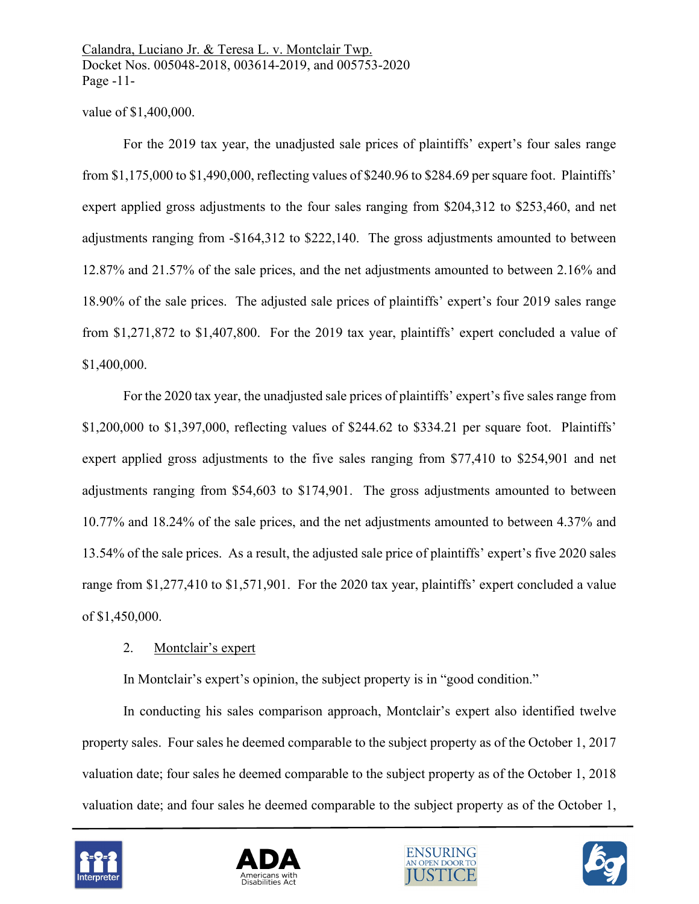value of $1,400,000.

For the 2019 tax year, the unadjusted sale prices of plaintiffs' expert's four sales range from $1,175,000 to $1,490,000, reflecting values of $240.96 to $284.69 per square foot. Plaintiffs' expert applied gross adjustments to the four sales ranging from $204,312 to $253,460, and net adjustments ranging from -$164,312 to $222,140. The gross adjustments amounted to between 12.87% and 21.57% of the sale prices, and the net adjustments amounted to between 2.16% and 18.90% of the sale prices. The adjusted sale prices of plaintiffs' expert's four 2019 sales range from $1,271,872 to $1,407,800. For the 2019 tax year, plaintiffs' expert concluded a value of $1,400,000.

For the 2020 tax year, the unadjusted sale prices of plaintiffs' expert's five sales range from $1,200,000 to $1,397,000, reflecting values of $244.62 to $334.21 per square foot. Plaintiffs' expert applied gross adjustments to the five sales ranging from $77,410 to $254,901 and net adjustments ranging from $54,603 to $174,901. The gross adjustments amounted to between 10.77% and 18.24% of the sale prices, and the net adjustments amounted to between 4.37% and 13.54% of the sale prices. As a result, the adjusted sale price of plaintiffs' expert's five 2020 sales range from $1,277,410 to $1,571,901. For the 2020 tax year, plaintiffs' expert concluded a value of $1,450,000.

2. Montclair's expert

In Montclair's expert's opinion, the subject property is in "good condition."

In conducting his sales comparison approach, Montclair's expert also identified twelve property sales. Four sales he deemed comparable to the subject property as of the October 1, 2017 valuation date; four sales he deemed comparable to the subject property as of the October 1, 2018 valuation date; and four sales he deemed comparable to the subject property as of the October 1,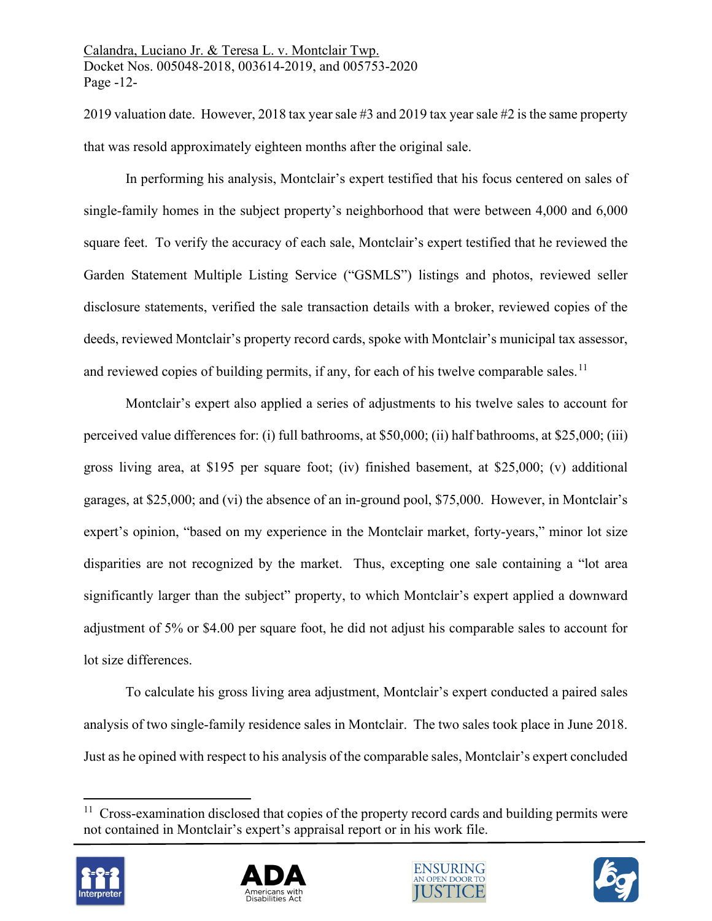2019 valuation date. However, 2018 tax year sale #3 and 2019 tax year sale #2 is the same property that was resold approximately eighteen months after the original sale.

In performing his analysis, Montclair's expert testified that his focus centered on sales of single-family homes in the subject property's neighborhood that were between 4,000 and 6,000 square feet. To verify the accuracy of each sale, Montclair's expert testified that he reviewed the Garden Statement Multiple Listing Service ("GSMLS") listings and photos, reviewed seller disclosure statements, verified the sale transaction details with a broker, reviewed copies of the deeds, reviewed Montclair's property record cards, spoke with Montclair's municipal tax assessor, and reviewed copies of building permits, if any, for each of his twelve comparable sales.[11]

Montclair's expert also applied a series of adjustments to his twelve sales to account for perceived value differences for: (i) full bathrooms, at $50,000; (ii) half bathrooms, at $25,000; (iii) gross living area, at $195 per square foot; (iv) finished basement, at $25,000; (v) additional garages, at $25,000; and (vi) the absence of an in-ground pool, $75,000. However, in Montclair's expert's opinion, "based on my experience in the Montclair market, forty-years," minor lot size disparities are not recognized by the market. Thus, excepting one sale containing a "lot area significantly larger than the subject" property, to which Montclair's expert applied a downward adjustment of 5% or $4.00 per square foot, he did not adjust his comparable sales to account for lot size differences.

To calculate his gross living area adjustment, Montclair's expert conducted a paired sales analysis of two single-family residence sales in Montclair. The two sales took place in June 2018. Just as he opined with respect to his analysis of the comparable sales, Montclair's expert concluded

---

[11] Cross-examination disclosed that copies of the property record cards and building permits were not contained in Montclair's expert's appraisal report or in his work file.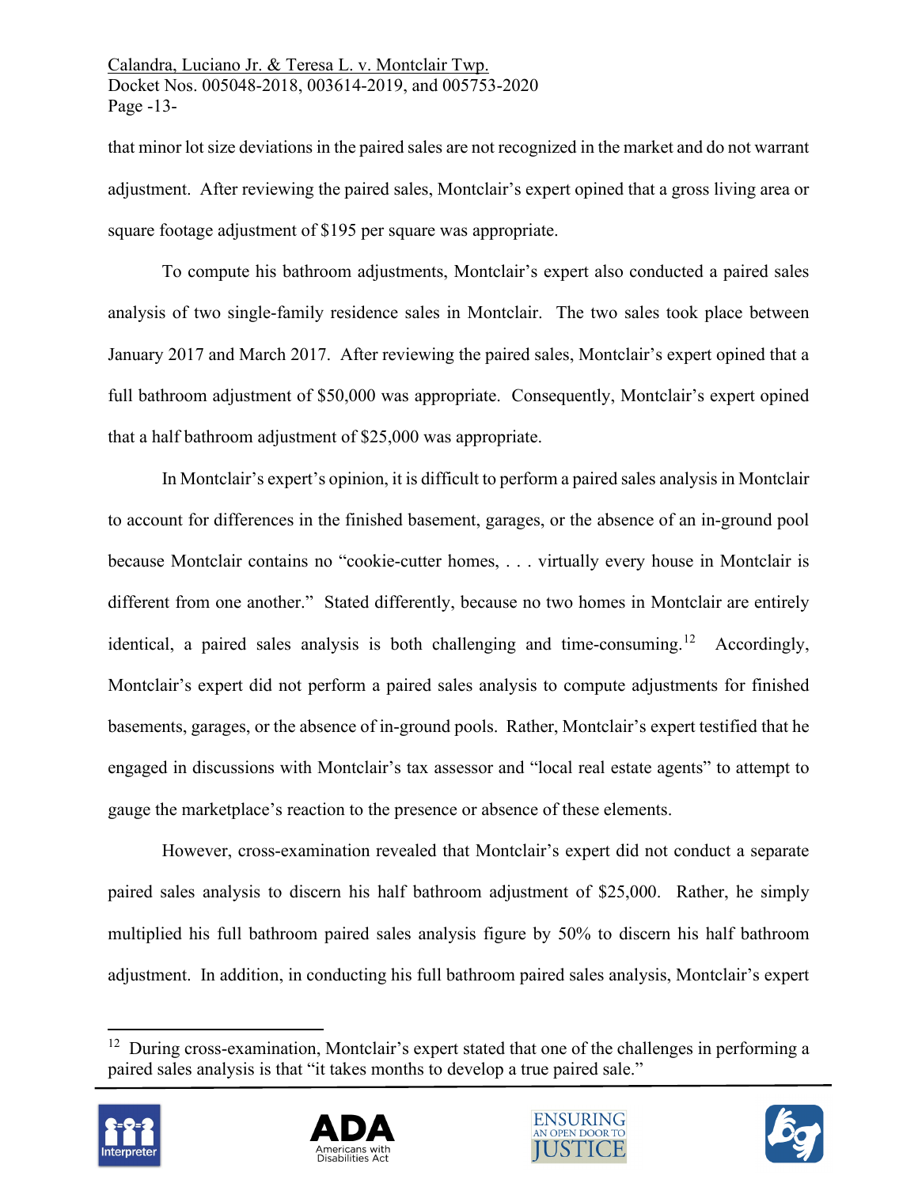that minor lot size deviations in the paired sales are not recognized in the market and do not warrant adjustment. After reviewing the paired sales, Montclair's expert opined that a gross living area or square footage adjustment of $195 per square was appropriate.

To compute his bathroom adjustments, Montclair's expert also conducted a paired sales analysis of two single-family residence sales in Montclair. The two sales took place between January 2017 and March 2017. After reviewing the paired sales, Montclair's expert opined that a full bathroom adjustment of $50,000 was appropriate. Consequently, Montclair's expert opined that a half bathroom adjustment of $25,000 was appropriate.

In Montclair's expert's opinion, it is difficult to perform a paired sales analysis in Montclair to account for differences in the finished basement, garages, or the absence of an in-ground pool because Montclair contains no "cookie-cutter homes, . . . virtually every house in Montclair is different from one another." Stated differently, because no two homes in Montclair are entirely identical, a paired sales analysis is both challenging and time-consuming.[12] Accordingly, Montclair's expert did not perform a paired sales analysis to compute adjustments for finished basements, garages, or the absence of in-ground pools. Rather, Montclair's expert testified that he engaged in discussions with Montclair's tax assessor and "local real estate agents" to attempt to gauge the marketplace's reaction to the presence or absence of these elements.

However, cross-examination revealed that Montclair's expert did not conduct a separate paired sales analysis to discern his half bathroom adjustment of $25,000. Rather, he simply multiplied his full bathroom paired sales analysis figure by 50% to discern his half bathroom adjustment. In addition, in conducting his full bathroom paired sales analysis, Montclair's expert

---

[12] During cross-examination, Montclair's expert stated that one of the challenges in performing a paired sales analysis is that "it takes months to develop a true paired sale."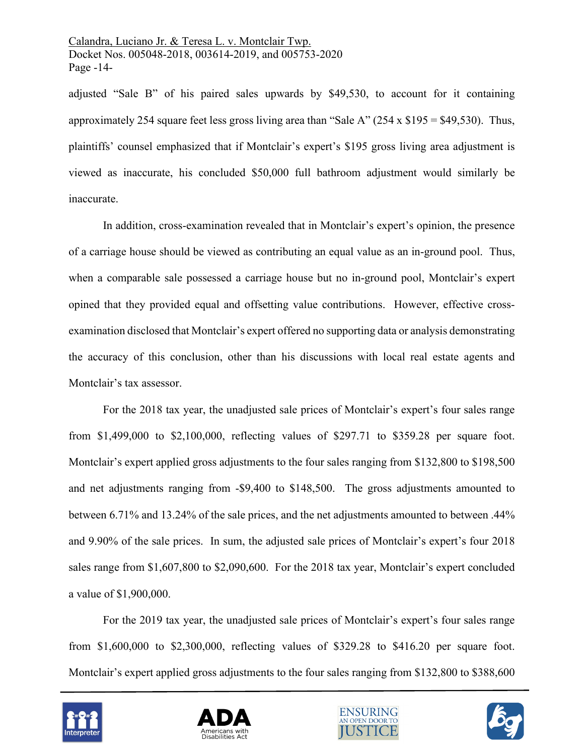adjusted "Sale B" of his paired sales upwards by $49,530, to account for it containing approximately 254 square feet less gross living area than "Sale A" (254 x $195 = $49,530). Thus, plaintiffs' counsel emphasized that if Montclair's expert's $195 gross living area adjustment is viewed as inaccurate, his concluded $50,000 full bathroom adjustment would similarly be inaccurate.

In addition, cross-examination revealed that in Montclair's expert's opinion, the presence of a carriage house should be viewed as contributing an equal value as an in-ground pool. Thus, when a comparable sale possessed a carriage house but no in-ground pool, Montclair's expert opined that they provided equal and offsetting value contributions. However, effective cross-examination disclosed that Montclair's expert offered no supporting data or analysis demonstrating the accuracy of this conclusion, other than his discussions with local real estate agents and Montclair's tax assessor.

For the 2018 tax year, the unadjusted sale prices of Montclair's expert's four sales range from $1,499,000 to $2,100,000, reflecting values of $297.71 to $359.28 per square foot. Montclair's expert applied gross adjustments to the four sales ranging from $132,800 to $198,500 and net adjustments ranging from -$9,400 to $148,500. The gross adjustments amounted to between 6.71% and 13.24% of the sale prices, and the net adjustments amounted to between .44% and 9.90% of the sale prices. In sum, the adjusted sale prices of Montclair's expert's four 2018 sales range from $1,607,800 to $2,090,600. For the 2018 tax year, Montclair's expert concluded a value of $1,900,000.

For the 2019 tax year, the unadjusted sale prices of Montclair's expert's four sales range from $1,600,000 to $2,300,000, reflecting values of $329.28 to $416.20 per square foot. Montclair's expert applied gross adjustments to the four sales ranging from $132,800 to $388,600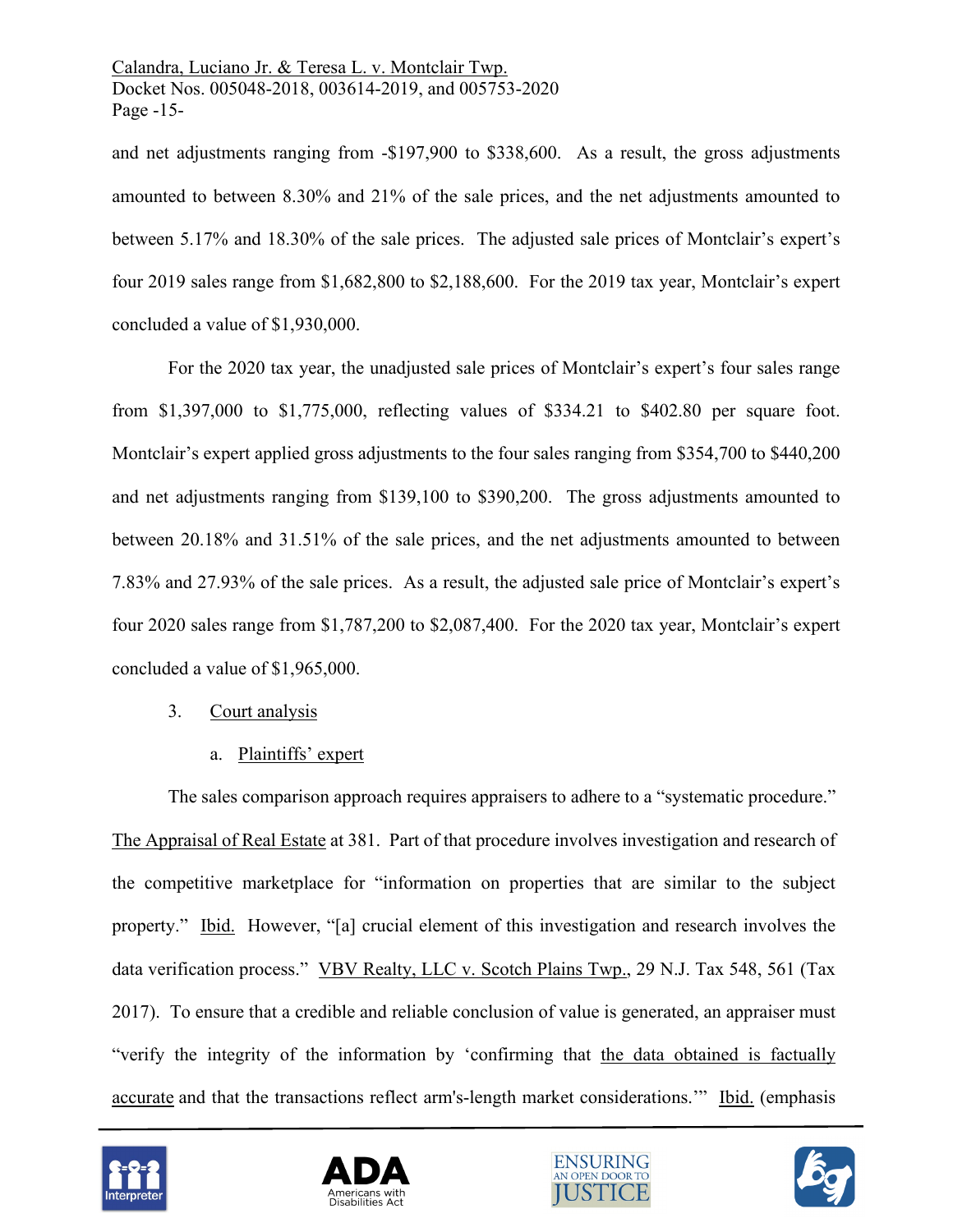and net adjustments ranging from -$197,900 to $338,600. As a result, the gross adjustments amounted to between 8.30% and 21% of the sale prices, and the net adjustments amounted to between 5.17% and 18.30% of the sale prices. The adjusted sale prices of Montclair's expert's four 2019 sales range from $1,682,800 to $2,188,600. For the 2019 tax year, Montclair's expert concluded a value of $1,930,000.

For the 2020 tax year, the unadjusted sale prices of Montclair's expert's four sales range from $1,397,000 to $1,775,000, reflecting values of $334.21 to $402.80 per square foot. Montclair's expert applied gross adjustments to the four sales ranging from $354,700 to $440,200 and net adjustments ranging from $139,100 to $390,200. The gross adjustments amounted to between 20.18% and 31.51% of the sale prices, and the net adjustments amounted to between 7.83% and 27.93% of the sale prices. As a result, the adjusted sale price of Montclair's expert's four 2020 sales range from $1,787,200 to $2,087,400. For the 2020 tax year, Montclair's expert concluded a value of $1,965,000.

3. Court analysis

a. Plaintiffs' expert

The sales comparison approach requires appraisers to adhere to a "systematic procedure." The Appraisal of Real Estate at 381. Part of that procedure involves investigation and research of the competitive marketplace for "information on properties that are similar to the subject property." Ibid. However, "[a] crucial element of this investigation and research involves the data verification process." VBV Realty, LLC v. Scotch Plains Twp., 29 N.J. Tax 548, 561 (Tax 2017). To ensure that a credible and reliable conclusion of value is generated, an appraiser must "verify the integrity of the information by 'confirming that the data obtained is factually accurate and that the transactions reflect arm's-length market considerations.'" Ibid. (emphasis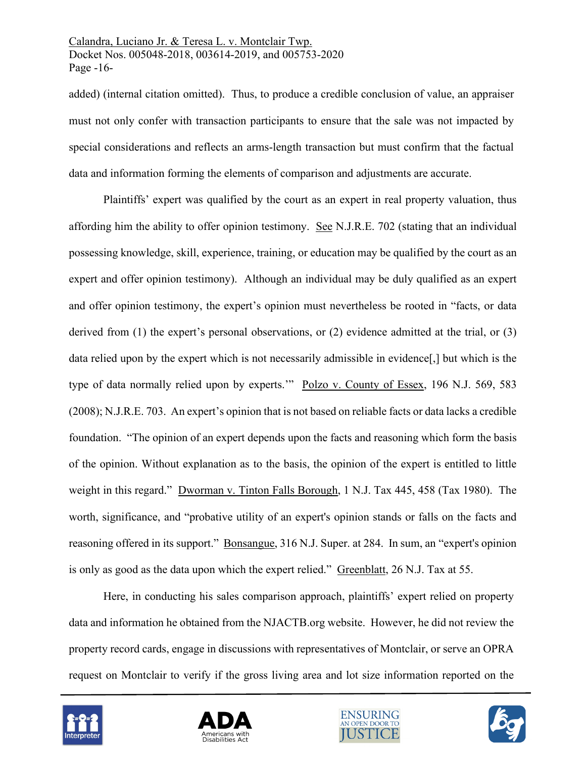added) (internal citation omitted). Thus, to produce a credible conclusion of value, an appraiser must not only confer with transaction participants to ensure that the sale was not impacted by special considerations and reflects an arms-length transaction but must confirm that the factual data and information forming the elements of comparison and adjustments are accurate.

Plaintiffs' expert was qualified by the court as an expert in real property valuation, thus affording him the ability to offer opinion testimony. See N.J.R.E. 702 (stating that an individual possessing knowledge, skill, experience, training, or education may be qualified by the court as an expert and offer opinion testimony). Although an individual may be duly qualified as an expert and offer opinion testimony, the expert's opinion must nevertheless be rooted in "facts, or data derived from (1) the expert's personal observations, or (2) evidence admitted at the trial, or (3) data relied upon by the expert which is not necessarily admissible in evidence[,] but which is the type of data normally relied upon by experts.'" Polzo v. County of Essex, 196 N.J. 569, 583 (2008); N.J.R.E. 703. An expert's opinion that is not based on reliable facts or data lacks a credible foundation. "The opinion of an expert depends upon the facts and reasoning which form the basis of the opinion. Without explanation as to the basis, the opinion of the expert is entitled to little weight in this regard." Dworman v. Tinton Falls Borough, 1 N.J. Tax 445, 458 (Tax 1980). The worth, significance, and "probative utility of an expert's opinion stands or falls on the facts and reasoning offered in its support." Bonsangue, 316 N.J. Super. at 284. In sum, an "expert's opinion is only as good as the data upon which the expert relied." Greenblatt, 26 N.J. Tax at 55.

Here, in conducting his sales comparison approach, plaintiffs' expert relied on property data and information he obtained from the NJACTB.org website. However, he did not review the property record cards, engage in discussions with representatives of Montclair, or serve an OPRA request on Montclair to verify if the gross living area and lot size information reported on the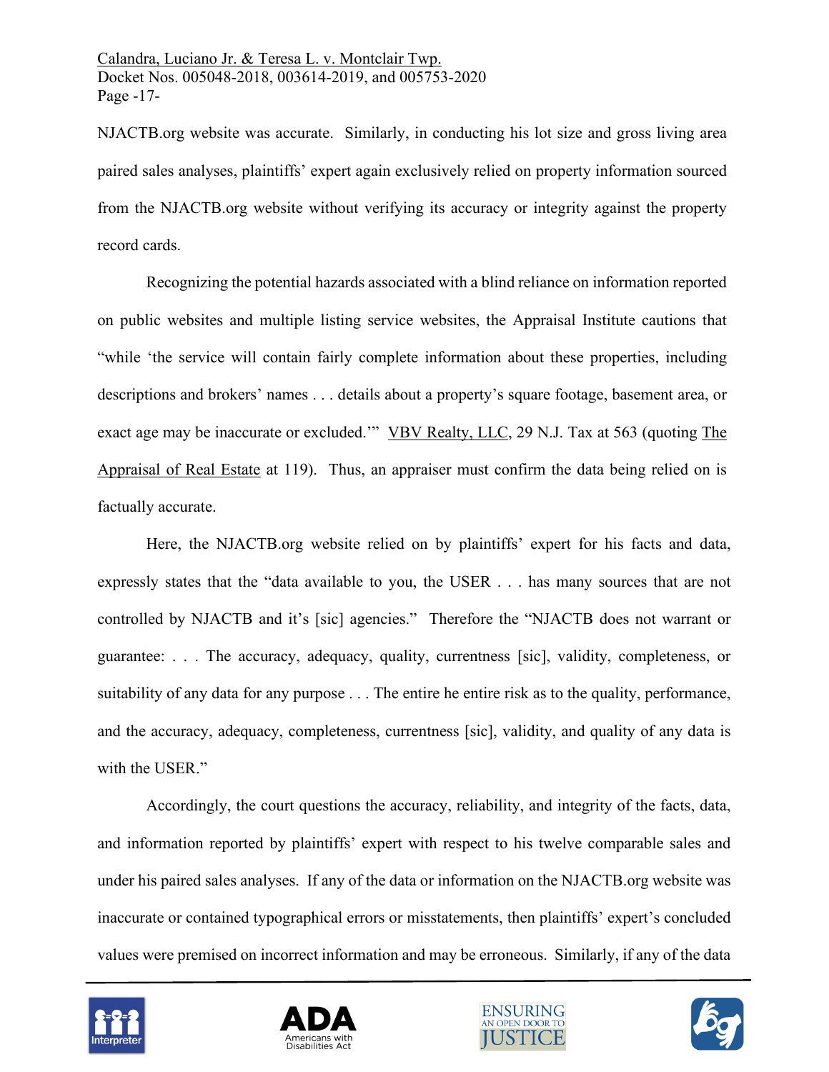NJACTB.org website was accurate. Similarly, in conducting his lot size and gross living area paired sales analyses, plaintiffs' expert again exclusively relied on property information sourced from the NJACTB.org website without verifying its accuracy or integrity against the property record cards.

Recognizing the potential hazards associated with a blind reliance on information reported on public websites and multiple listing service websites, the Appraisal Institute cautions that "while 'the service will contain fairly complete information about these properties, including descriptions and brokers' names . . . details about a property's square footage, basement area, or exact age may be inaccurate or excluded.'" VBV Realty, LLC, 29 N.J. Tax at 563 (quoting The Appraisal of Real Estate at 119). Thus, an appraiser must confirm the data being relied on is factually accurate.

Here, the NJACTB.org website relied on by plaintiffs' expert for his facts and data, expressly states that the "data available to you, the USER . . . has many sources that are not controlled by NJACTB and it's [sic] agencies." Therefore the "NJACTB does not warrant or guarantee: . . . The accuracy, adequacy, quality, currentness [sic], validity, completeness, or suitability of any data for any purpose . . . The entire he entire risk as to the quality, performance, and the accuracy, adequacy, completeness, currentness [sic], validity, and quality of any data is with the USER."

Accordingly, the court questions the accuracy, reliability, and integrity of the facts, data, and information reported by plaintiffs' expert with respect to his twelve comparable sales and under his paired sales analyses. If any of the data or information on the NJACTB.org website was inaccurate or contained typographical errors or misstatements, then plaintiffs' expert's concluded values were premised on incorrect information and may be erroneous. Similarly, if any of the data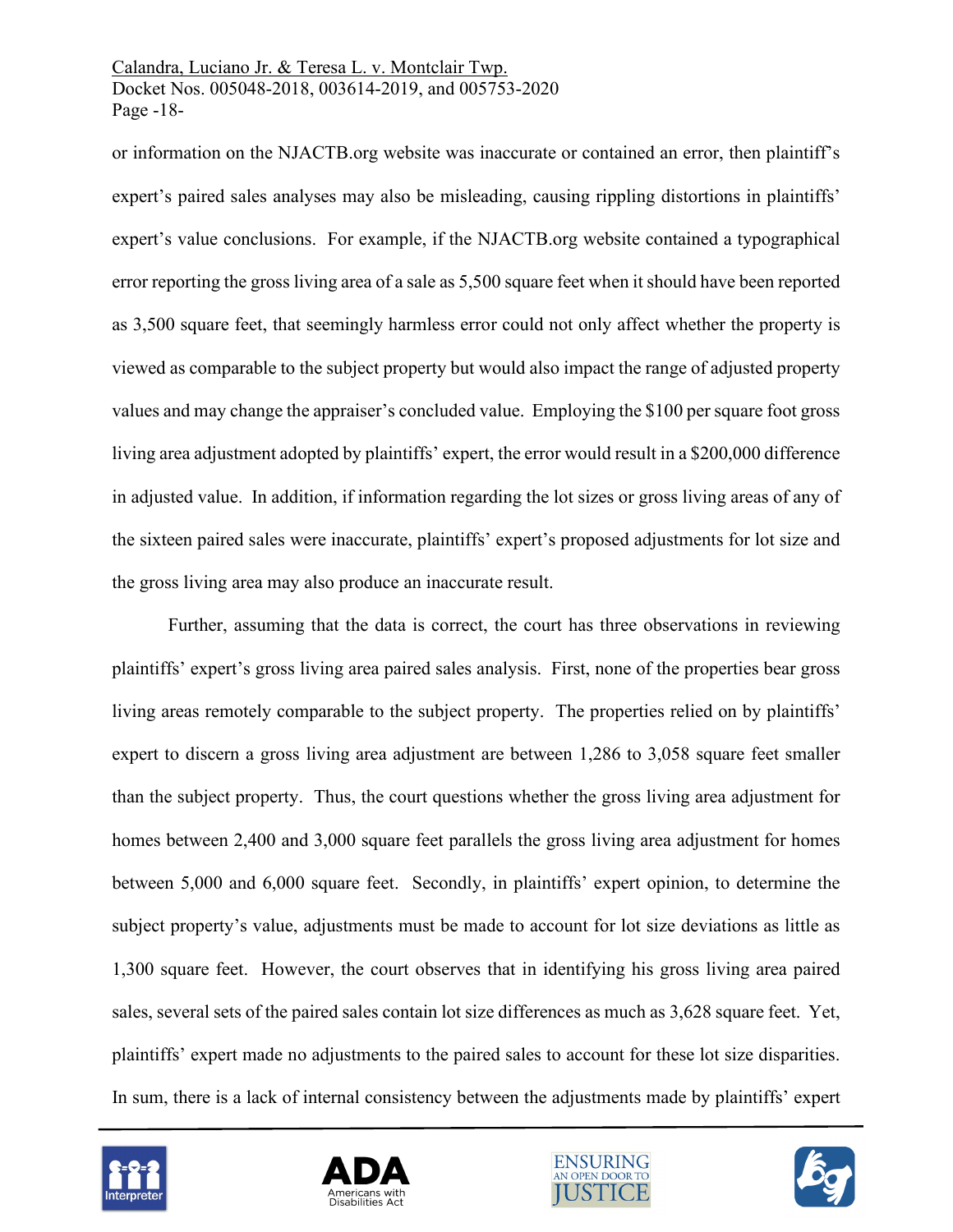or information on the NJACTB.org website was inaccurate or contained an error, then plaintiff's expert's paired sales analyses may also be misleading, causing rippling distortions in plaintiffs' expert's value conclusions. For example, if the NJACTB.org website contained a typographical error reporting the gross living area of a sale as 5,500 square feet when it should have been reported as 3,500 square feet, that seemingly harmless error could not only affect whether the property is viewed as comparable to the subject property but would also impact the range of adjusted property values and may change the appraiser's concluded value. Employing the $100 per square foot gross living area adjustment adopted by plaintiffs' expert, the error would result in a $200,000 difference in adjusted value. In addition, if information regarding the lot sizes or gross living areas of any of the sixteen paired sales were inaccurate, plaintiffs' expert's proposed adjustments for lot size and the gross living area may also produce an inaccurate result.

Further, assuming that the data is correct, the court has three observations in reviewing plaintiffs' expert's gross living area paired sales analysis. First, none of the properties bear gross living areas remotely comparable to the subject property. The properties relied on by plaintiffs' expert to discern a gross living area adjustment are between 1,286 to 3,058 square feet smaller than the subject property. Thus, the court questions whether the gross living area adjustment for homes between 2,400 and 3,000 square feet parallels the gross living area adjustment for homes between 5,000 and 6,000 square feet. Secondly, in plaintiffs' expert opinion, to determine the subject property's value, adjustments must be made to account for lot size deviations as little as 1,300 square feet. However, the court observes that in identifying his gross living area paired sales, several sets of the paired sales contain lot size differences as much as 3,628 square feet. Yet, plaintiffs' expert made no adjustments to the paired sales to account for these lot size disparities. In sum, there is a lack of internal consistency between the adjustments made by plaintiffs' expert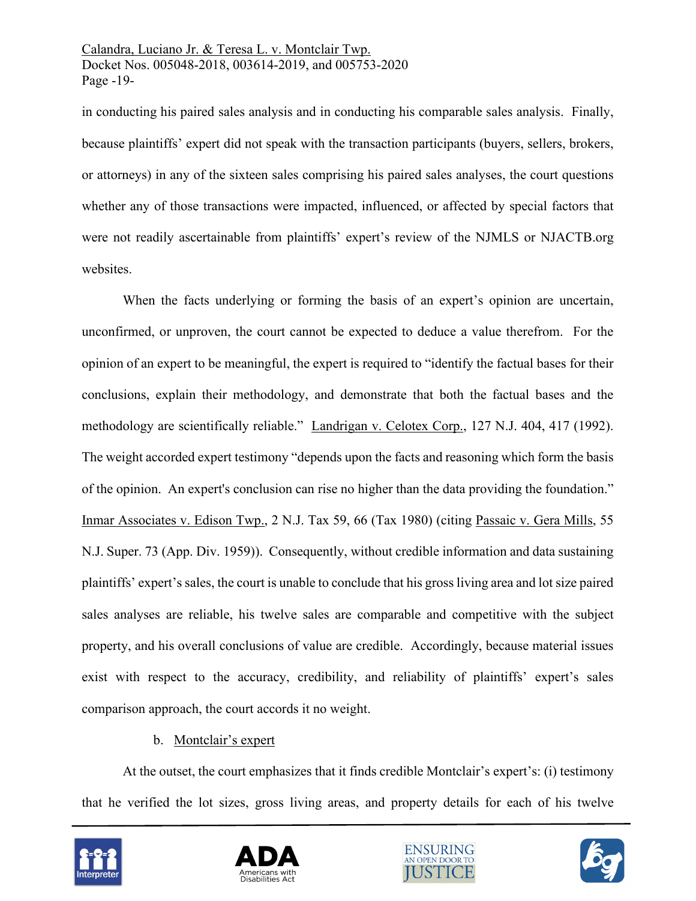in conducting his paired sales analysis and in conducting his comparable sales analysis. Finally, because plaintiffs' expert did not speak with the transaction participants (buyers, sellers, brokers, or attorneys) in any of the sixteen sales comprising his paired sales analyses, the court questions whether any of those transactions were impacted, influenced, or affected by special factors that were not readily ascertainable from plaintiffs' expert's review of the NJMLS or NJACTB.org websites.

When the facts underlying or forming the basis of an expert's opinion are uncertain, unconfirmed, or unproven, the court cannot be expected to deduce a value therefrom. For the opinion of an expert to be meaningful, the expert is required to "identify the factual bases for their conclusions, explain their methodology, and demonstrate that both the factual bases and the methodology are scientifically reliable." Landrigan v. Celotex Corp., 127 N.J. 404, 417 (1992). The weight accorded expert testimony "depends upon the facts and reasoning which form the basis of the opinion. An expert's conclusion can rise no higher than the data providing the foundation." Inmar Associates v. Edison Twp., 2 N.J. Tax 59, 66 (Tax 1980) (citing Passaic v. Gera Mills, 55 N.J. Super. 73 (App. Div. 1959)). Consequently, without credible information and data sustaining plaintiffs' expert's sales, the court is unable to conclude that his gross living area and lot size paired sales analyses are reliable, his twelve sales are comparable and competitive with the subject property, and his overall conclusions of value are credible. Accordingly, because material issues exist with respect to the accuracy, credibility, and reliability of plaintiffs' expert's sales comparison approach, the court accords it no weight.

b. Montclair's expert

At the outset, the court emphasizes that it finds credible Montclair's expert's: (i) testimony that he verified the lot sizes, gross living areas, and property details for each of his twelve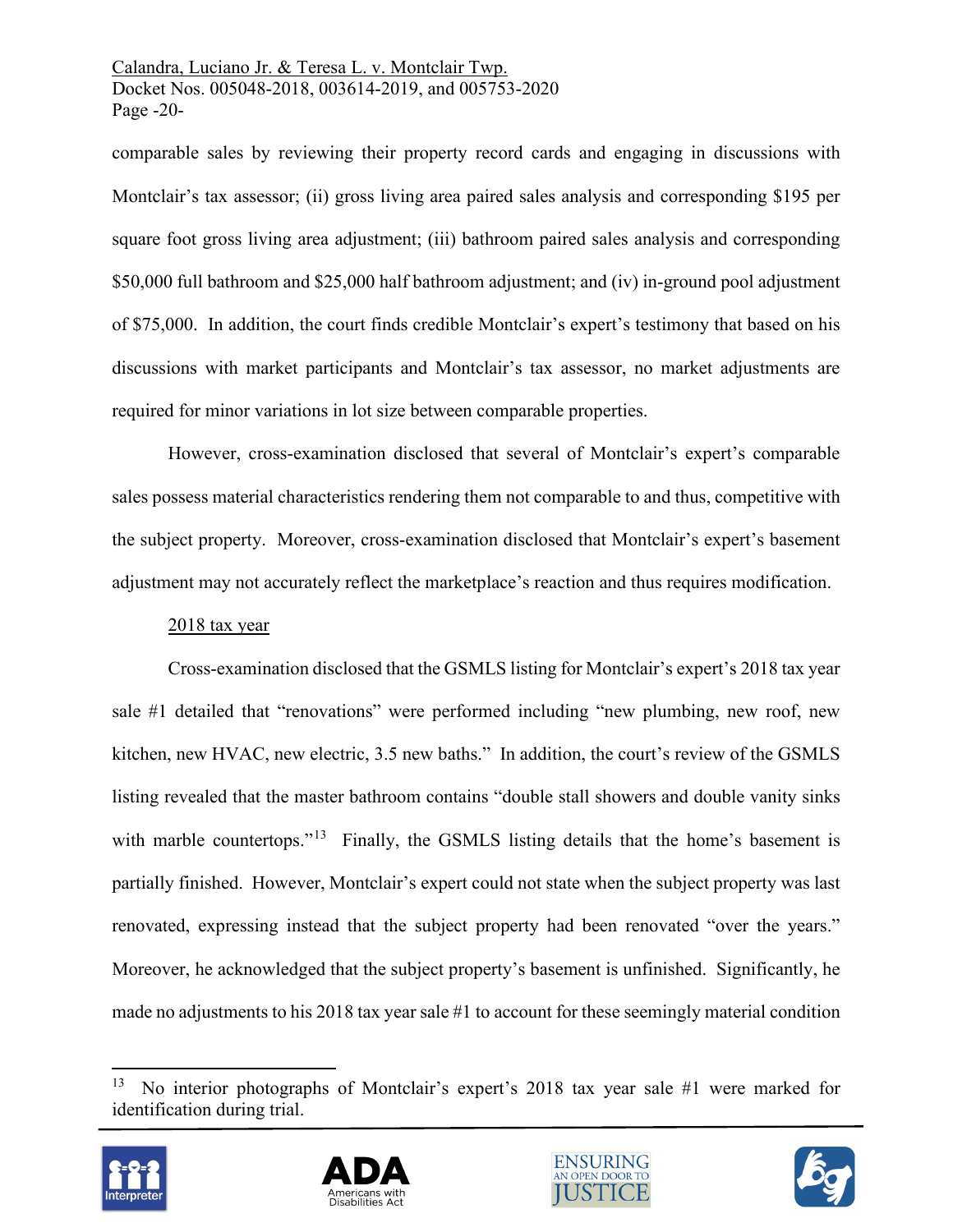comparable sales by reviewing their property record cards and engaging in discussions with Montclair's tax assessor; (ii) gross living area paired sales analysis and corresponding $195 per square foot gross living area adjustment; (iii) bathroom paired sales analysis and corresponding $50,000 full bathroom and $25,000 half bathroom adjustment; and (iv) in-ground pool adjustment of $75,000. In addition, the court finds credible Montclair's expert's testimony that based on his discussions with market participants and Montclair's tax assessor, no market adjustments are required for minor variations in lot size between comparable properties.

However, cross-examination disclosed that several of Montclair's expert's comparable sales possess material characteristics rendering them not comparable to and thus, competitive with the subject property. Moreover, cross-examination disclosed that Montclair's expert's basement adjustment may not accurately reflect the marketplace's reaction and thus requires modification.

<u>2018 tax year</u>

Cross-examination disclosed that the GSMLS listing for Montclair's expert's 2018 tax year sale #1 detailed that "renovations" were performed including "new plumbing, new roof, new kitchen, new HVAC, new electric, 3.5 new baths." In addition, the court's review of the GSMLS listing revealed that the master bathroom contains "double stall showers and double vanity sinks with marble countertops."[13] Finally, the GSMLS listing details that the home's basement is partially finished. However, Montclair's expert could not state when the subject property was last renovated, expressing instead that the subject property had been renovated "over the years." Moreover, he acknowledged that the subject property's basement is unfinished. Significantly, he made no adjustments to his 2018 tax year sale #1 to account for these seemingly material condition

[13] No interior photographs of Montclair's expert's 2018 tax year sale #1 were marked for identification during trial.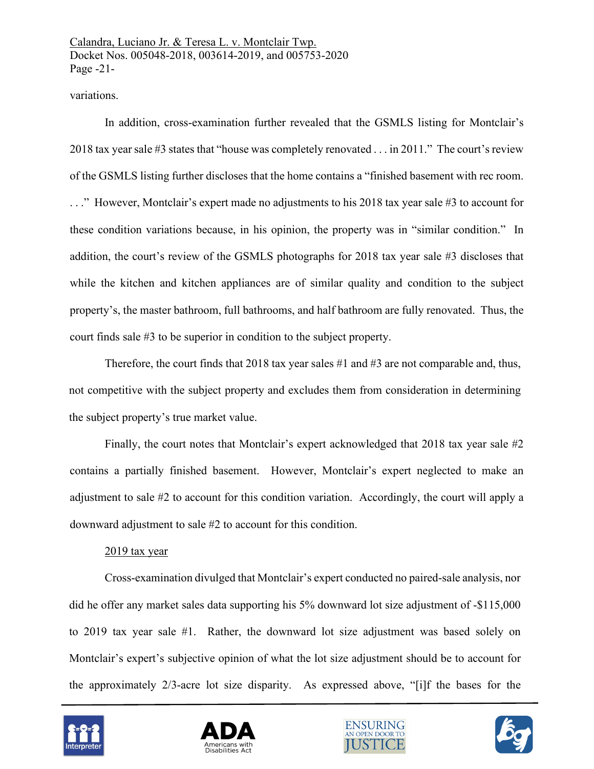variations.

In addition, cross-examination further revealed that the GSMLS listing for Montclair's 2018 tax year sale #3 states that "house was completely renovated . . . in 2011." The court's review of the GSMLS listing further discloses that the home contains a "finished basement with rec room. . . ." However, Montclair's expert made no adjustments to his 2018 tax year sale #3 to account for these condition variations because, in his opinion, the property was in "similar condition." In addition, the court's review of the GSMLS photographs for 2018 tax year sale #3 discloses that while the kitchen and kitchen appliances are of similar quality and condition to the subject property's, the master bathroom, full bathrooms, and half bathroom are fully renovated. Thus, the court finds sale #3 to be superior in condition to the subject property.

Therefore, the court finds that 2018 tax year sales #1 and #3 are not comparable and, thus, not competitive with the subject property and excludes them from consideration in determining the subject property's true market value.

Finally, the court notes that Montclair's expert acknowledged that 2018 tax year sale #2 contains a partially finished basement. However, Montclair's expert neglected to make an adjustment to sale #2 to account for this condition variation. Accordingly, the court will apply a downward adjustment to sale #2 to account for this condition.

<u>2019 tax year</u>

Cross-examination divulged that Montclair's expert conducted no paired-sale analysis, nor did he offer any market sales data supporting his 5% downward lot size adjustment of -$115,000 to 2019 tax year sale #1. Rather, the downward lot size adjustment was based solely on Montclair's expert's subjective opinion of what the lot size adjustment should be to account for the approximately 2/3-acre lot size disparity. As expressed above, "[i]f the bases for the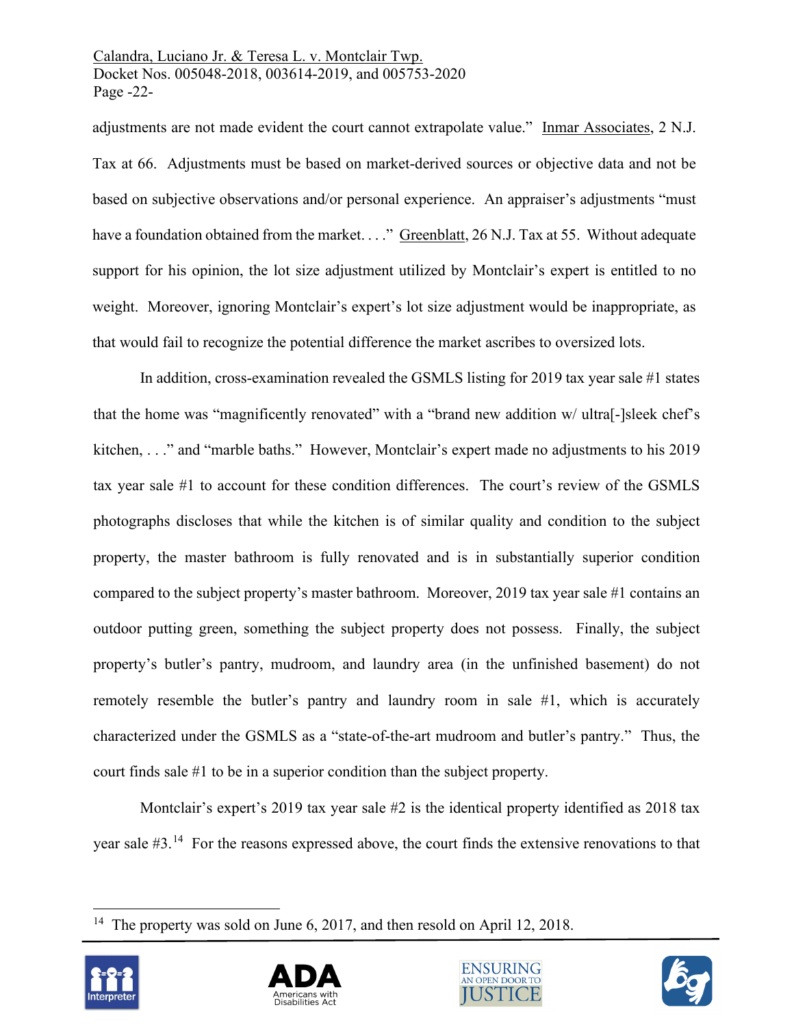adjustments are not made evident the court cannot extrapolate value." Inmar Associates, 2 N.J. Tax at 66. Adjustments must be based on market-derived sources or objective data and not be based on subjective observations and/or personal experience. An appraiser's adjustments "must have a foundation obtained from the market. . . ." Greenblatt, 26 N.J. Tax at 55. Without adequate support for his opinion, the lot size adjustment utilized by Montclair's expert is entitled to no weight. Moreover, ignoring Montclair's expert's lot size adjustment would be inappropriate, as that would fail to recognize the potential difference the market ascribes to oversized lots.

In addition, cross-examination revealed the GSMLS listing for 2019 tax year sale #1 states that the home was "magnificently renovated" with a "brand new addition w/ ultra[-]sleek chef's kitchen, . . ." and "marble baths." However, Montclair's expert made no adjustments to his 2019 tax year sale #1 to account for these condition differences. The court's review of the GSMLS photographs discloses that while the kitchen is of similar quality and condition to the subject property, the master bathroom is fully renovated and is in substantially superior condition compared to the subject property's master bathroom. Moreover, 2019 tax year sale #1 contains an outdoor putting green, something the subject property does not possess. Finally, the subject property's butler's pantry, mudroom, and laundry area (in the unfinished basement) do not remotely resemble the butler's pantry and laundry room in sale #1, which is accurately characterized under the GSMLS as a "state-of-the-art mudroom and butler's pantry." Thus, the court finds sale #1 to be in a superior condition than the subject property.

Montclair's expert's 2019 tax year sale #2 is the identical property identified as 2018 tax year sale #3.[14] For the reasons expressed above, the court finds the extensive renovations to that

---

[14] The property was sold on June 6, 2017, and then resold on April 12, 2018.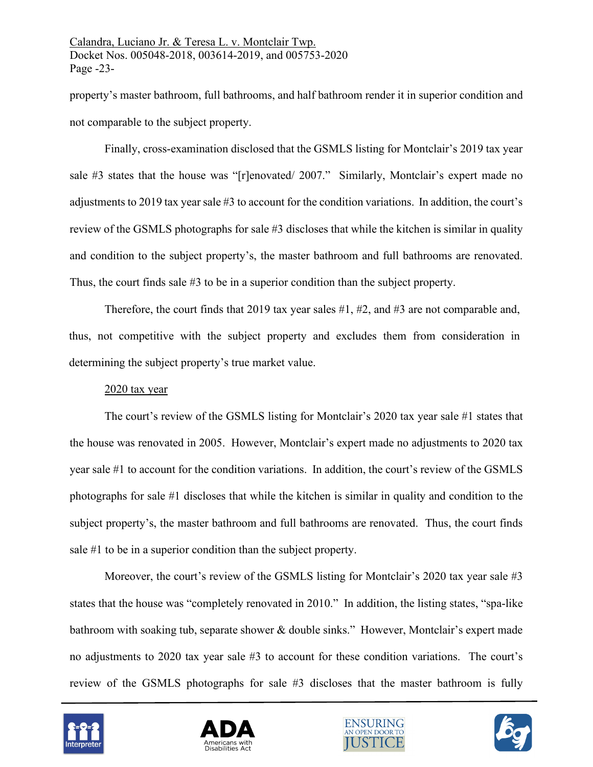property's master bathroom, full bathrooms, and half bathroom render it in superior condition and not comparable to the subject property.

Finally, cross-examination disclosed that the GSMLS listing for Montclair's 2019 tax year sale #3 states that the house was "[r]enovated/ 2007." Similarly, Montclair's expert made no adjustments to 2019 tax year sale #3 to account for the condition variations. In addition, the court's review of the GSMLS photographs for sale #3 discloses that while the kitchen is similar in quality and condition to the subject property's, the master bathroom and full bathrooms are renovated. Thus, the court finds sale #3 to be in a superior condition than the subject property.

Therefore, the court finds that 2019 tax year sales #1, #2, and #3 are not comparable and, thus, not competitive with the subject property and excludes them from consideration in determining the subject property's true market value.

2020 tax year

The court's review of the GSMLS listing for Montclair's 2020 tax year sale #1 states that the house was renovated in 2005. However, Montclair's expert made no adjustments to 2020 tax year sale #1 to account for the condition variations. In addition, the court's review of the GSMLS photographs for sale #1 discloses that while the kitchen is similar in quality and condition to the subject property's, the master bathroom and full bathrooms are renovated. Thus, the court finds sale #1 to be in a superior condition than the subject property.

Moreover, the court's review of the GSMLS listing for Montclair's 2020 tax year sale #3 states that the house was "completely renovated in 2010." In addition, the listing states, "spa-like bathroom with soaking tub, separate shower & double sinks." However, Montclair's expert made no adjustments to 2020 tax year sale #3 to account for these condition variations. The court's review of the GSMLS photographs for sale #3 discloses that the master bathroom is fully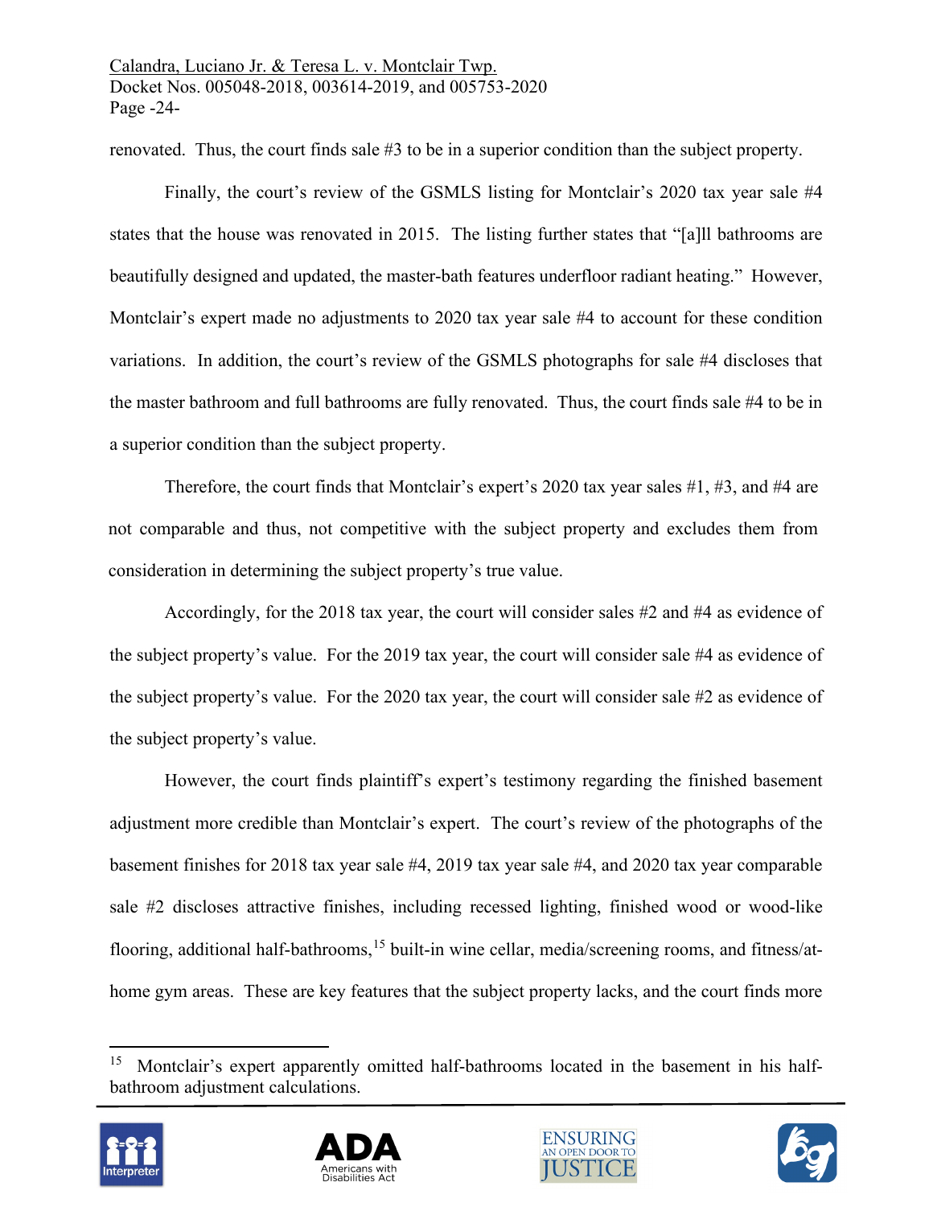renovated. Thus, the court finds sale #3 to be in a superior condition than the subject property.

Finally, the court's review of the GSMLS listing for Montclair's 2020 tax year sale #4 states that the house was renovated in 2015. The listing further states that "[a]ll bathrooms are beautifully designed and updated, the master-bath features underfloor radiant heating." However, Montclair's expert made no adjustments to 2020 tax year sale #4 to account for these condition variations. In addition, the court's review of the GSMLS photographs for sale #4 discloses that the master bathroom and full bathrooms are fully renovated. Thus, the court finds sale #4 to be in a superior condition than the subject property.

Therefore, the court finds that Montclair's expert's 2020 tax year sales #1, #3, and #4 are not comparable and thus, not competitive with the subject property and excludes them from consideration in determining the subject property's true value.

Accordingly, for the 2018 tax year, the court will consider sales #2 and #4 as evidence of the subject property's value. For the 2019 tax year, the court will consider sale #4 as evidence of the subject property's value. For the 2020 tax year, the court will consider sale #2 as evidence of the subject property's value.

However, the court finds plaintiff's expert's testimony regarding the finished basement adjustment more credible than Montclair's expert. The court's review of the photographs of the basement finishes for 2018 tax year sale #4, 2019 tax year sale #4, and 2020 tax year comparable sale #2 discloses attractive finishes, including recessed lighting, finished wood or wood-like flooring, additional half-bathrooms,[15] built-in wine cellar, media/screening rooms, and fitness/at-home gym areas. These are key features that the subject property lacks, and the court finds more

---

[15] Montclair's expert apparently omitted half-bathrooms located in the basement in his half-bathroom adjustment calculations.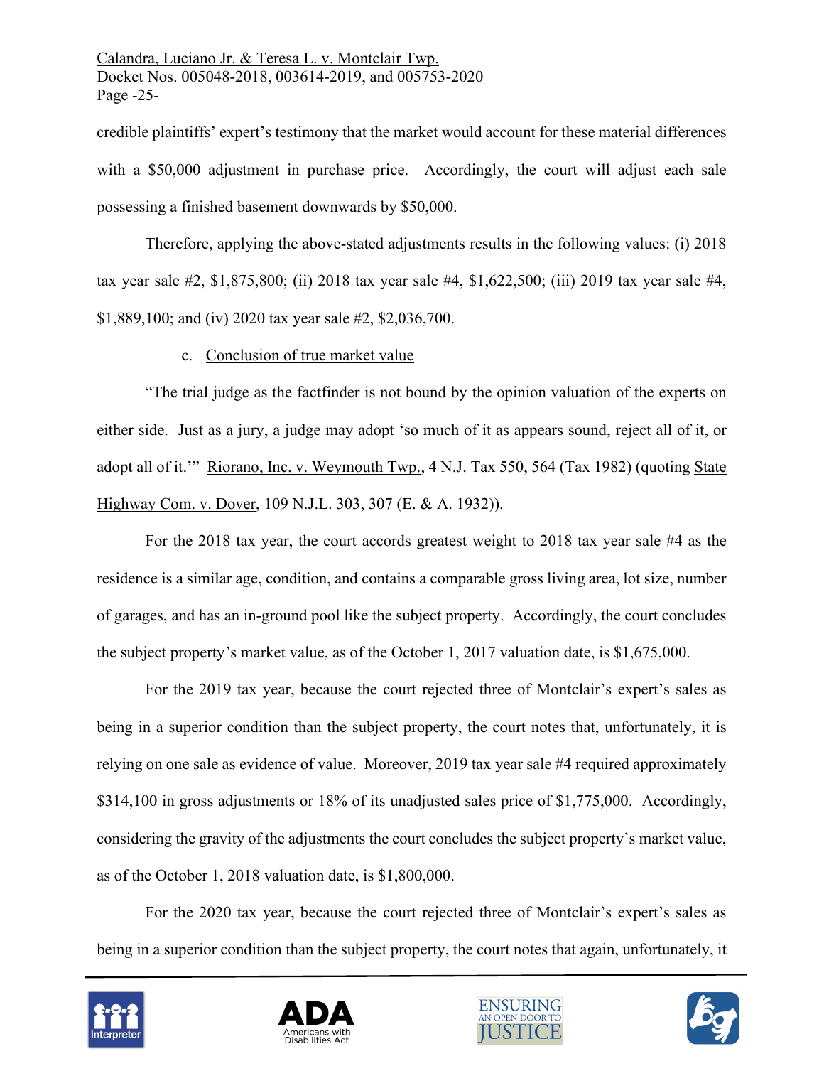credible plaintiffs' expert's testimony that the market would account for these material differences with a $50,000 adjustment in purchase price. Accordingly, the court will adjust each sale possessing a finished basement downwards by $50,000.

Therefore, applying the above-stated adjustments results in the following values: (i) 2018 tax year sale #2, $1,875,800; (ii) 2018 tax year sale #4, $1,622,500; (iii) 2019 tax year sale #4, $1,889,100; and (iv) 2020 tax year sale #2, $2,036,700.

c. Conclusion of true market value

"The trial judge as the factfinder is not bound by the opinion valuation of the experts on either side. Just as a jury, a judge may adopt 'so much of it as appears sound, reject all of it, or adopt all of it.'" Riorano, Inc. v. Weymouth Twp., 4 N.J. Tax 550, 564 (Tax 1982) (quoting State Highway Com. v. Dover, 109 N.J.L. 303, 307 (E. & A. 1932)).

For the 2018 tax year, the court accords greatest weight to 2018 tax year sale #4 as the residence is a similar age, condition, and contains a comparable gross living area, lot size, number of garages, and has an in-ground pool like the subject property. Accordingly, the court concludes the subject property's market value, as of the October 1, 2017 valuation date, is $1,675,000.

For the 2019 tax year, because the court rejected three of Montclair's expert's sales as being in a superior condition than the subject property, the court notes that, unfortunately, it is relying on one sale as evidence of value. Moreover, 2019 tax year sale #4 required approximately $314,100 in gross adjustments or 18% of its unadjusted sales price of $1,775,000. Accordingly, considering the gravity of the adjustments the court concludes the subject property's market value, as of the October 1, 2018 valuation date, is $1,800,000.

For the 2020 tax year, because the court rejected three of Montclair's expert's sales as being in a superior condition than the subject property, the court notes that again, unfortunately, it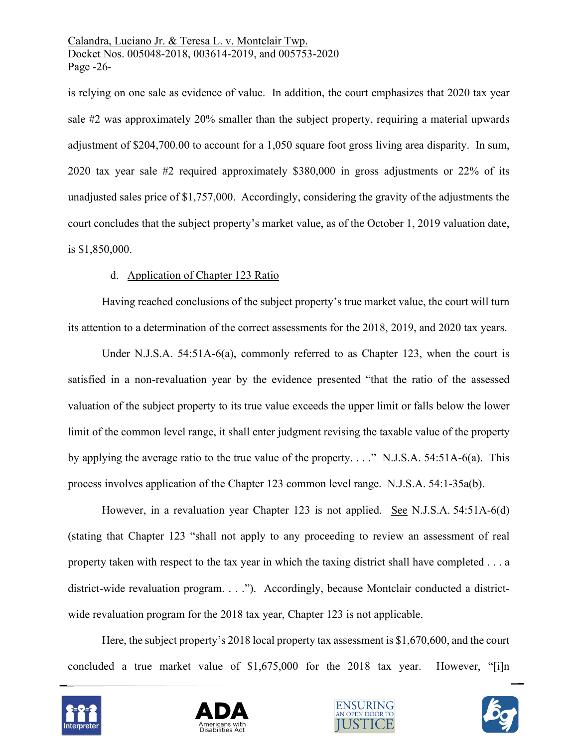is relying on one sale as evidence of value. In addition, the court emphasizes that 2020 tax year sale #2 was approximately 20% smaller than the subject property, requiring a material upwards adjustment of $204,700.00 to account for a 1,050 square foot gross living area disparity. In sum, 2020 tax year sale #2 required approximately $380,000 in gross adjustments or 22% of its unadjusted sales price of $1,757,000. Accordingly, considering the gravity of the adjustments the court concludes that the subject property's market value, as of the October 1, 2019 valuation date, is $1,850,000.

d. Application of Chapter 123 Ratio

Having reached conclusions of the subject property's true market value, the court will turn its attention to a determination of the correct assessments for the 2018, 2019, and 2020 tax years.

Under N.J.S.A. 54:51A-6(a), commonly referred to as Chapter 123, when the court is satisfied in a non-revaluation year by the evidence presented "that the ratio of the assessed valuation of the subject property to its true value exceeds the upper limit or falls below the lower limit of the common level range, it shall enter judgment revising the taxable value of the property by applying the average ratio to the true value of the property. . . ." N.J.S.A. 54:51A-6(a). This process involves application of the Chapter 123 common level range. N.J.S.A. 54:1-35a(b).

However, in a revaluation year Chapter 123 is not applied. See N.J.S.A. 54:51A-6(d) (stating that Chapter 123 "shall not apply to any proceeding to review an assessment of real property taken with respect to the tax year in which the taxing district shall have completed . . . a district-wide revaluation program. . . ."). Accordingly, because Montclair conducted a district-wide revaluation program for the 2018 tax year, Chapter 123 is not applicable.

Here, the subject property's 2018 local property tax assessment is $1,670,600, and the court concluded a true market value of $1,675,000 for the 2018 tax year. However, "[i]n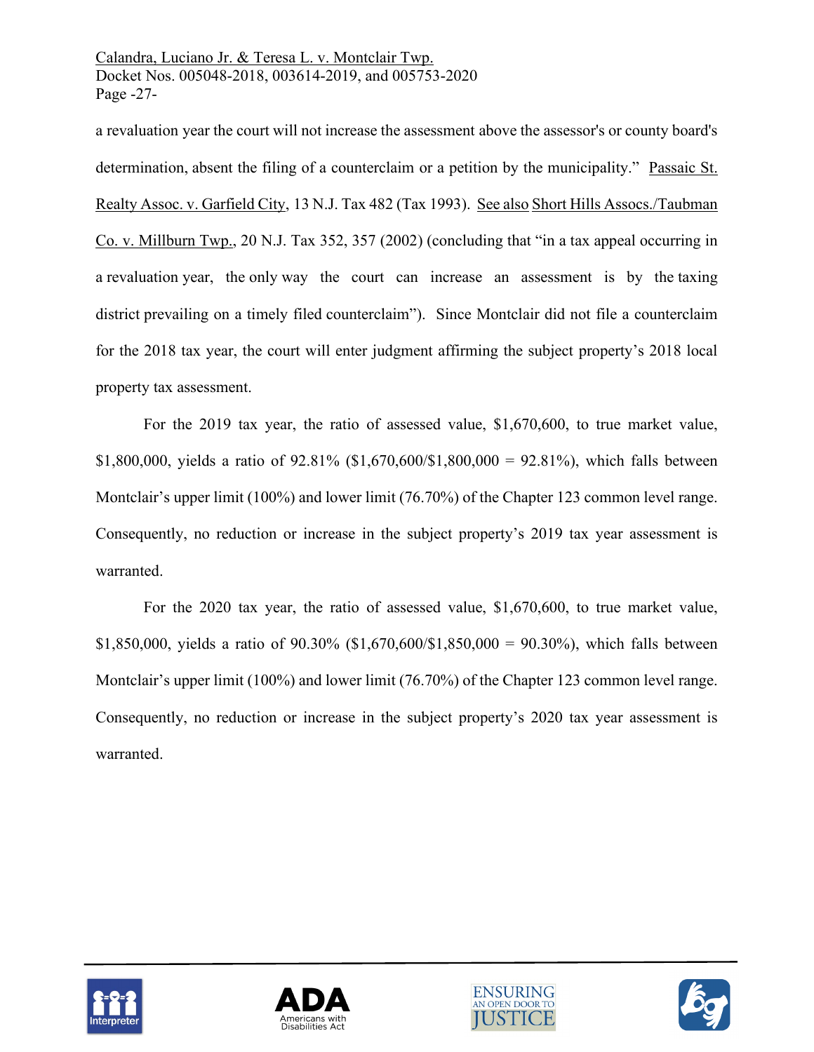a revaluation year the court will not increase the assessment above the assessor's or county board's determination, absent the filing of a counterclaim or a petition by the municipality." Passaic St. Realty Assoc. v. Garfield City, 13 N.J. Tax 482 (Tax 1993). See also Short Hills Assocs./Taubman Co. v. Millburn Twp., 20 N.J. Tax 352, 357 (2002) (concluding that "in a tax appeal occurring in a revaluation year, the only way the court can increase an assessment is by the taxing district prevailing on a timely filed counterclaim"). Since Montclair did not file a counterclaim for the 2018 tax year, the court will enter judgment affirming the subject property's 2018 local property tax assessment.

For the 2019 tax year, the ratio of assessed value, $1,670,600, to true market value, $1,800,000, yields a ratio of 92.81% ($1,670,600/$1,800,000 = 92.81%), which falls between Montclair's upper limit (100%) and lower limit (76.70%) of the Chapter 123 common level range. Consequently, no reduction or increase in the subject property's 2019 tax year assessment is warranted.

For the 2020 tax year, the ratio of assessed value, $1,670,600, to true market value, $1,850,000, yields a ratio of 90.30% ($1,670,600/$1,850,000 = 90.30%), which falls between Montclair's upper limit (100%) and lower limit (76.70%) of the Chapter 123 common level range. Consequently, no reduction or increase in the subject property's 2020 tax year assessment is warranted.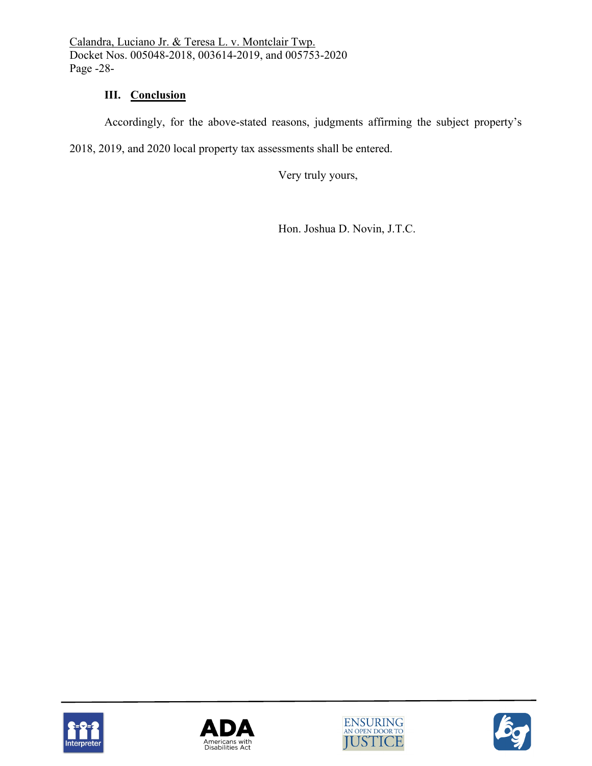### III. Conclusion

Accordingly, for the above-stated reasons, judgments affirming the subject property's 2018, 2019, and 2020 local property tax assessments shall be entered.

Very truly yours,

Hon. Joshua D. Novin, J.T.C.